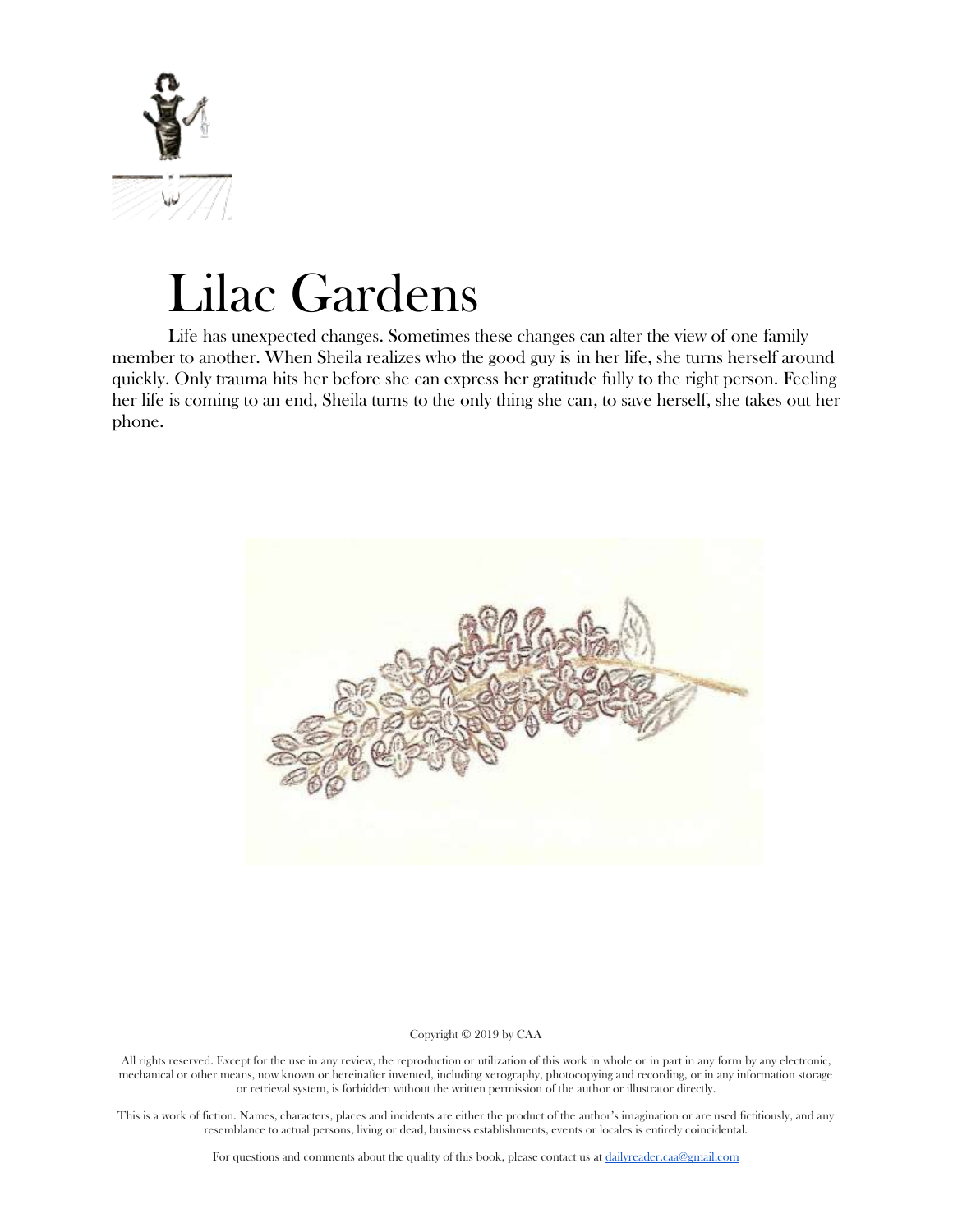# Lilac Gardens

Life has unexpected changes. Sometimes these changes can alter the view of one family member to another. When Sheila realizes who the good guy is in her life, she turns herself around quickly. Only trauma hits her before she can express her gratitude fully to the right person. Feeling her life is coming to an end, Sheila turns to the only thing she can, to save herself, she takes out her phone.

Copyright © 2019 by CAA

All rights reserved. Except for the use in any review, the reproduction or utilization of this work in whole or in part in any form by any electronic, mechanical or other means, now known or hereinafter invented, including xerography, photocopying and recording, or in any information storage or retrieval system, is forbidden without the written permission of the author or illustrator directly.

This is a work of fiction. Names, characters, places and incidents are either the product of the author's imagination or are used fictitiously, and any resemblance to actual persons, living or dead, business establishments, events or locales is entirely coincidental.

For questions and comments about the quality of this book, please contact us at dailyreader.caa@gmail.com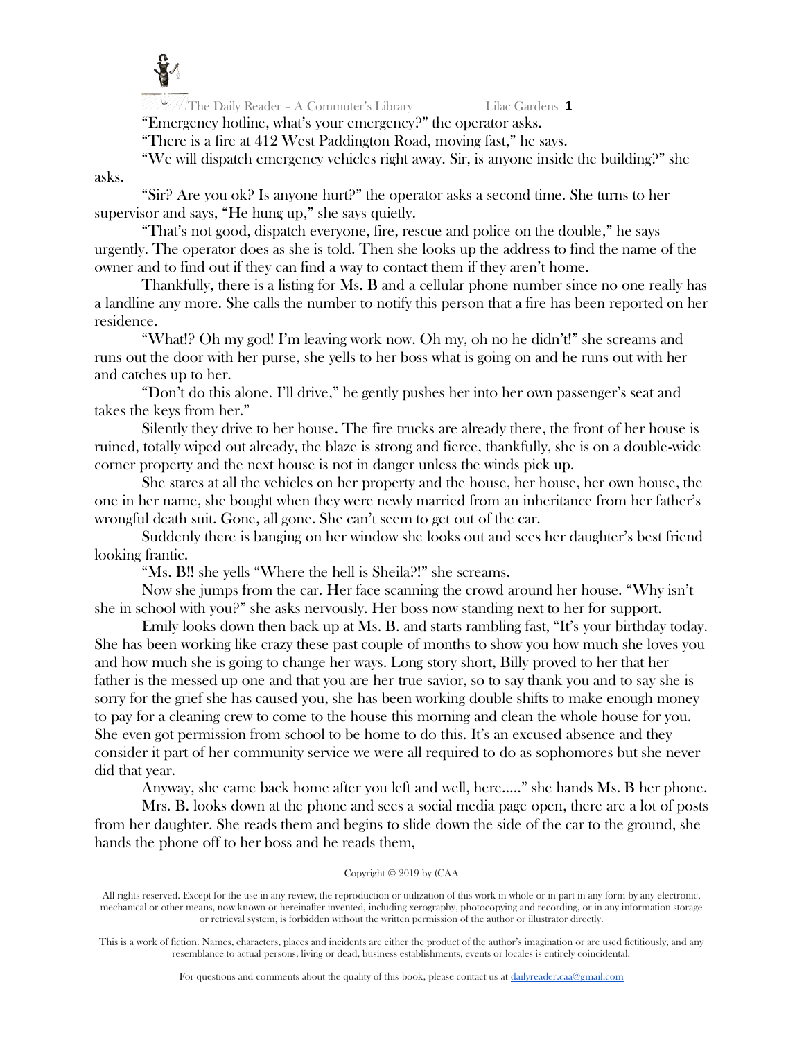"Emergency hotline, what's your emergency?" the operator asks.

"There is a fire at 412 West Paddington Road, moving fast," he says.

"We will dispatch emergency vehicles right away. Sir, is anyone inside the building?" she asks.

"Sir? Are you ok? Is anyone hurt?" the operator asks a second time. She turns to her supervisor and says, "He hung up," she says quietly.

"That's not good, dispatch everyone, fire, rescue and police on the double," he says urgently. The operator does as she is told. Then she looks up the address to find the name of the owner and to find out if they can find a way to contact them if they aren't home.

Thankfully, there is a listing for Ms. B and a cellular phone number since no one really has a landline any more. She calls the number to notify this person that a fire has been reported on her residence.

"What!? Oh my god! I'm leaving work now. Oh my, oh no he didn't!" she screams and runs out the door with her purse, she yells to her boss what is going on and he runs out with her and catches up to her.

"Don't do this alone. I'll drive," he gently pushes her into her own passenger's seat and takes the keys from her."

Silently they drive to her house. The fire trucks are already there, the front of her house is ruined, totally wiped out already, the blaze is strong and fierce, thankfully, she is on a double-wide corner property and the next house is not in danger unless the winds pick up.

She stares at all the vehicles on her property and the house, her house, her own house, the one in her name, she bought when they were newly married from an inheritance from her father's wrongful death suit. Gone, all gone. She can't seem to get out of the car.

Suddenly there is banging on her window she looks out and sees her daughter's best friend looking frantic.

"Ms. B!! she yells "Where the hell is Sheila?!" she screams.

Now she jumps from the car. Her face scanning the crowd around her house. "Why isn't she in school with you?" she asks nervously. Her boss now standing next to her for support.

Emily looks down then back up at Ms. B. and starts rambling fast, "It's your birthday today. She has been working like crazy these past couple of months to show you how much she loves you and how much she is going to change her ways. Long story short, Billy proved to her that her father is the messed up one and that you are her true savior, so to say thank you and to say she is sorry for the grief she has caused you, she has been working double shifts to make enough money to pay for a cleaning crew to come to the house this morning and clean the whole house for you. She even got permission from school to be home to do this. It's an excused absence and they consider it part of her community service we were all required to do as sophomores but she never did that year.

Anyway, she came back home after you left and well, here….." she hands Ms. B her phone.

Mrs. B. looks down at the phone and sees a social media page open, there are a lot of posts from her daughter. She reads them and begins to slide down the side of the car to the ground, she hands the phone off to her boss and he reads them,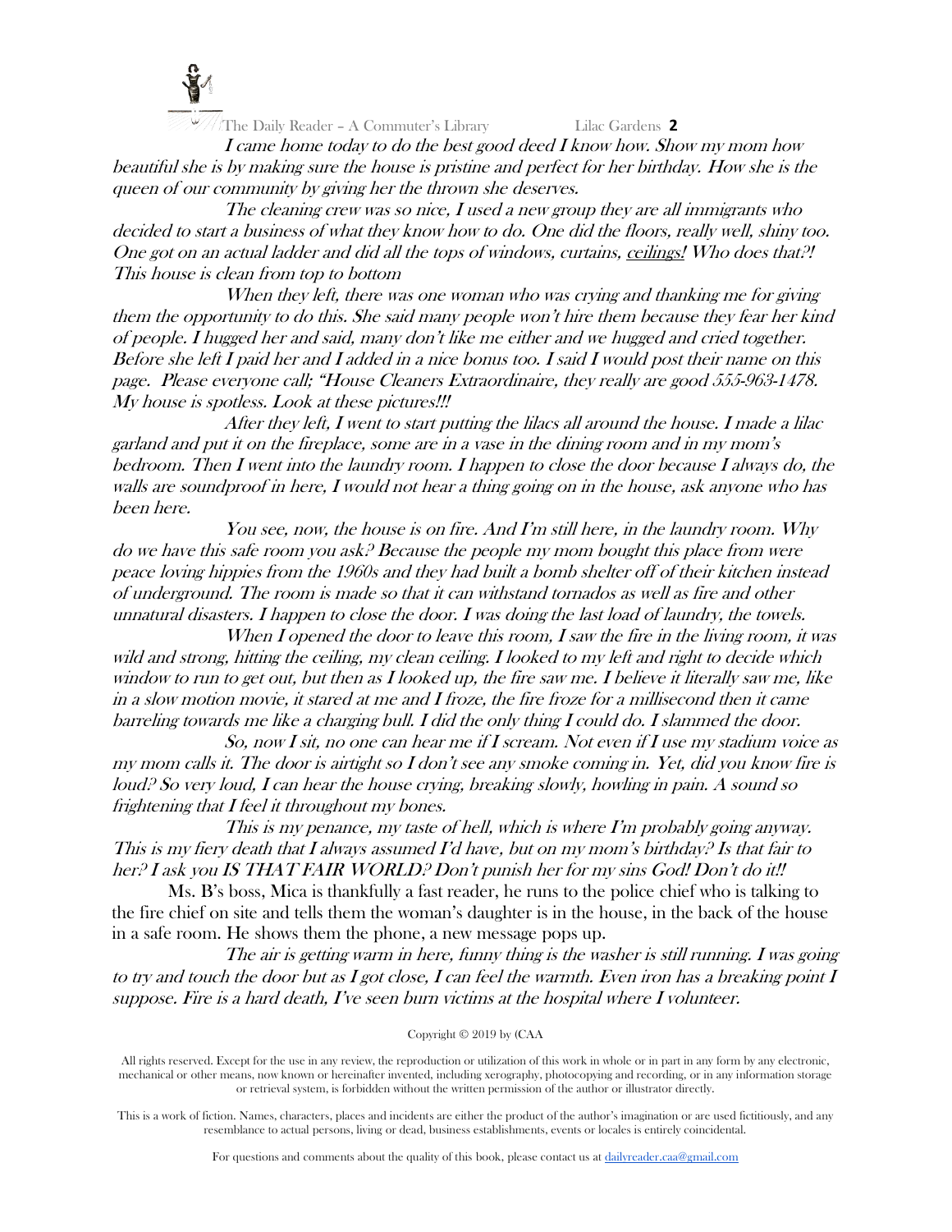*I came home today to do the best good deed I know how. Show my mom how beautiful she is by making sure the house is pristine and perfect for her birthday. How she is the queen of our community by giving her the thrown she deserves.*

*The cleaning crew was so nice, I used a new group they are all immigrants who decided to start a business of what they know how to do. One did the floors, really well, shiny too. One got on an actual ladder and did all the tops of windows, curtains, ceilings! Who does that?! This house is clean from top to bottom*

*When they left, there was one woman who was crying and thanking me for giving them the opportunity to do this. She said many people won't hire them because they fear her kind of people. I hugged her and said, many don't like me either and we hugged and cried together. Before she left I paid her and I added in a nice bonus too. I said I would post their name on this page. Please everyone call; "House Cleaners Extraordinaire, they really are good 555-963-1478. My house is spotless. Look at these pictures!!!*

*After they left, I went to start putting the lilacs all around the house. I made a lilac garland and put it on the fireplace, some are in a vase in the dining room and in my mom's bedroom. Then I went into the laundry room. I happen to close the door because I always do, the walls are soundproof in here, I would not hear a thing going on in the house, ask anyone who has been here.*

*You see, now, the house is on fire. And I'm still here, in the laundry room. Why do we have this safe room you ask? Because the people my mom bought this place from were peace loving hippies from the 1960s and they had built a bomb shelter off of their kitchen instead of underground. The room is made so that it can withstand tornados as well as fire and other unnatural disasters. I happen to close the door. I was doing the last load of laundry, the towels.*

*When I opened the door to leave this room, I saw the fire in the living room, it was wild and strong, hitting the ceiling, my clean ceiling. I looked to my left and right to decide which window to run to get out, but then as I looked up, the fire saw me. I believe it literally saw me, like in a slow motion movie, it stared at me and I froze, the fire froze for a millisecond then it came barreling towards me like a charging bull. I did the only thing I could do. I slammed the door.*

*So, now I sit, no one can hear me if I scream. Not even if I use my stadium voice as my mom calls it. The door is airtight so I don't see any smoke coming in. Yet, did you know fire is loud? So very loud, I can hear the house crying, breaking slowly, howling in pain. A sound so frightening that I feel it throughout my bones.*

*This is my penance, my taste of hell, which is where I'm probably going anyway. This is my fiery death that I always assumed I'd have, but on my mom's birthday? Is that fair to her? I ask you IS THAT FAIR WORLD? Don't punish her for my sins God! Don't do it!!*

Ms. B's boss, Mica is thankfully a fast reader, he runs to the police chief who is talking to the fire chief on site and tells them the woman's daughter is in the house, in the back of the house in a safe room. He shows them the phone, a new message pops up.

*The air is getting warm in here, funny thing is the washer is still running. I was going to try and touch the door but as I got close, I can feel the warmth. Even iron has a breaking point I suppose. Fire is a hard death, I've seen burn victims at the hospital where I volunteer.*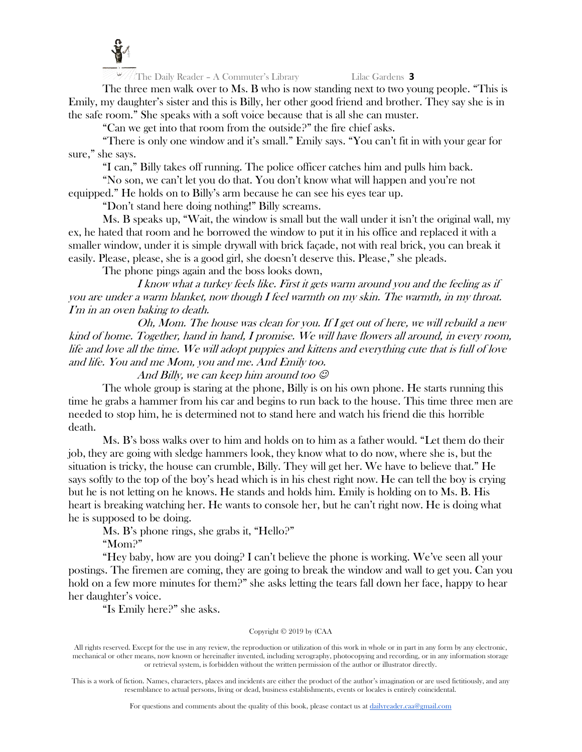The three men walk over to Ms. B who is now standing next to two young people. "This is Emily, my daughter's sister and this is Billy, her other good friend and brother. They say she is in the safe room." She speaks with a soft voice because that is all she can muster.

"Can we get into that room from the outside?" the fire chief asks.

"There is only one window and it's small." Emily says. "You can't fit in with your gear for sure," she says.

"I can," Billy takes off running. The police officer catches him and pulls him back.

"No son, we can't let you do that. You don't know what will happen and you're not equipped." He holds on to Billy's arm because he can see his eyes tear up.

"Don't stand here doing nothing!" Billy screams.

Ms. B speaks up, "Wait, the window is small but the wall under it isn't the original wall, my ex, he hated that room and he borrowed the window to put it in his office and replaced it with a smaller window, under it is simple drywall with brick façade, not with real brick, you can break it easily. Please, please, she is a good girl, she doesn't deserve this. Please," she pleads.

The phone pings again and the boss looks down,

*I know what a turkey feels like. First it gets warm around you and the feeling as if you are under a warm blanket, now though I feel warmth on my skin. The warmth, in my throat. I'm in an oven baking to death.*

*Oh, Mom. The house was clean for you. If I get out of here, we will rebuild a new kind of home. Together, hand in hand, I promise. We will have flowers all around, in every room, life and love all the time. We will adopt puppies and kittens and everything cute that is full of love and life. You and me Mom, you and me. And Emily too.*

*And Billy, we can keep him around too ☺*

The whole group is staring at the phone, Billy is on his own phone. He starts running this time he grabs a hammer from his car and begins to run back to the house. This time three men are needed to stop him, he is determined not to stand here and watch his friend die this horrible death.

Ms. B's boss walks over to him and holds on to him as a father would. "Let them do their job, they are going with sledge hammers look, they know what to do now, where she is, but the situation is tricky, the house can crumble, Billy. They will get her. We have to believe that." He says softly to the top of the boy's head which is in his chest right now. He can tell the boy is crying but he is not letting on he knows. He stands and holds him. Emily is holding on to Ms. B. His heart is breaking watching her. He wants to console her, but he can't right now. He is doing what he is supposed to be doing.

Ms. B's phone rings, she grabs it, "Hello?"

"Mom?"

"Hey baby, how are you doing? I can't believe the phone is working. We've seen all your postings. The firemen are coming, they are going to break the window and wall to get you. Can you hold on a few more minutes for them?" she asks letting the tears fall down her face, happy to hear her daughter's voice.

"Is Emily here?" she asks.

Copyright © 2019 by (CAA

All rights reserved. Except for the use in any review, the reproduction or utilization of this work in whole or in part in any form by any electronic, mechanical or other means, now known or hereinafter invented, including xerography, photocopying and recording, or in any information storage or retrieval system, is forbidden without the written permission of the author or illustrator directly.

This is a work of fiction. Names, characters, places and incidents are either the product of the author's imagination or are used fictitiously, and any resemblance to actual persons, living or dead, business establishments, events or locales is entirely coincidental.

For questions and comments about the quality of this book, please contact us at dailyreader.caa@gmail.com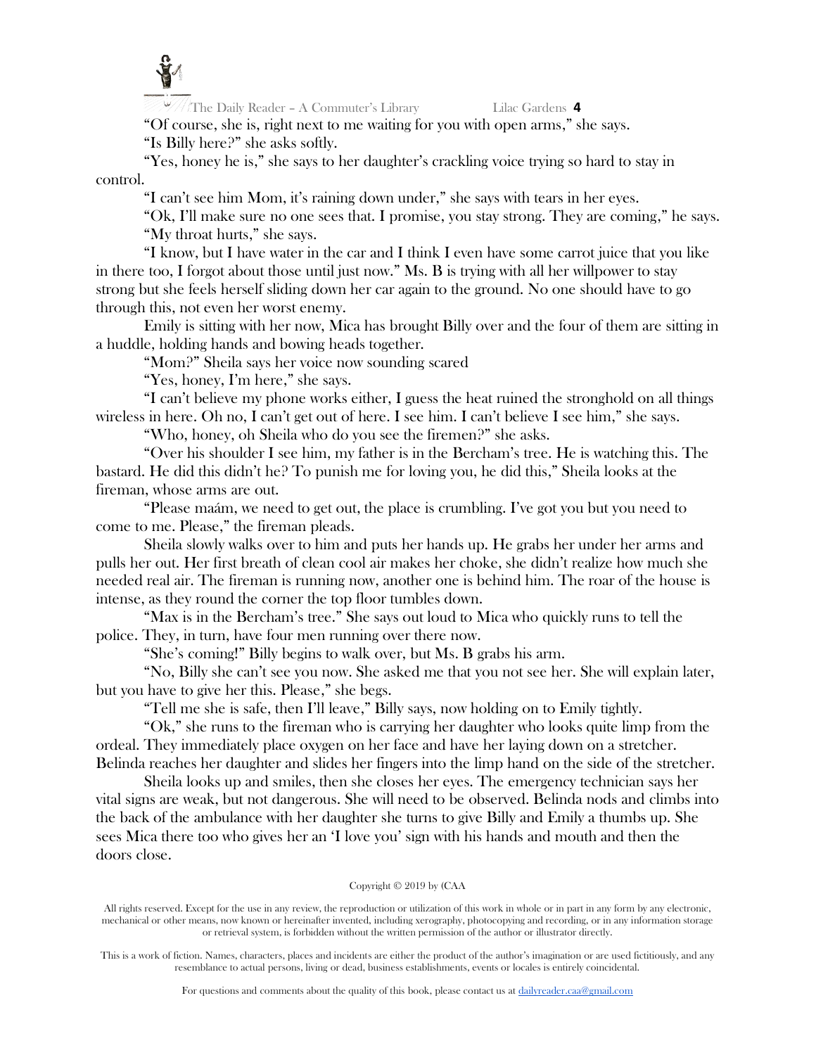"Of course, she is, right next to me waiting for you with open arms," she says.

"Is Billy here?" she asks softly.

"Yes, honey he is," she says to her daughter's crackling voice trying so hard to stay in control.

"I can't see him Mom, it's raining down under," she says with tears in her eyes.

"Ok, I'll make sure no one sees that. I promise, you stay strong. They are coming," he says.

"My throat hurts," she says.

"I know, but I have water in the car and I think I even have some carrot juice that you like in there too, I forgot about those until just now." Ms. B is trying with all her willpower to stay strong but she feels herself sliding down her car again to the ground. No one should have to go through this, not even her worst enemy.

Emily is sitting with her now, Mica has brought Billy over and the four of them are sitting in a huddle, holding hands and bowing heads together.

"Mom?" Sheila says her voice now sounding scared

"Yes, honey, I'm here," she says.

"I can't believe my phone works either, I guess the heat ruined the stronghold on all things wireless in here. Oh no, I can't get out of here. I see him. I can't believe I see him," she says.

"Who, honey, oh Sheila who do you see the firemen?" she asks.

"Over his shoulder I see him, my father is in the Bercham's tree. He is watching this. The bastard. He did this didn't he? To punish me for loving you, he did this," Sheila looks at the fireman, whose arms are out.

"Please maám, we need to get out, the place is crumbling. I've got you but you need to come to me. Please," the fireman pleads.

Sheila slowly walks over to him and puts her hands up. He grabs her under her arms and pulls her out. Her first breath of clean cool air makes her choke, she didn't realize how much she needed real air. The fireman is running now, another one is behind him. The roar of the house is intense, as they round the corner the top floor tumbles down.

"Max is in the Bercham's tree." She says out loud to Mica who quickly runs to tell the police. They, in turn, have four men running over there now.

"She's coming!" Billy begins to walk over, but Ms. B grabs his arm.

"No, Billy she can't see you now. She asked me that you not see her. She will explain later, but you have to give her this. Please," she begs.

"Tell me she is safe, then I'll leave," Billy says, now holding on to Emily tightly.

"Ok," she runs to the fireman who is carrying her daughter who looks quite limp from the ordeal. They immediately place oxygen on her face and have her laying down on a stretcher. Belinda reaches her daughter and slides her fingers into the limp hand on the side of the stretcher.

Sheila looks up and smiles, then she closes her eyes. The emergency technician says her vital signs are weak, but not dangerous. She will need to be observed. Belinda nods and climbs into the back of the ambulance with her daughter she turns to give Billy and Emily a thumbs up. She sees Mica there too who gives her an 'I love you' sign with his hands and mouth and then the doors close.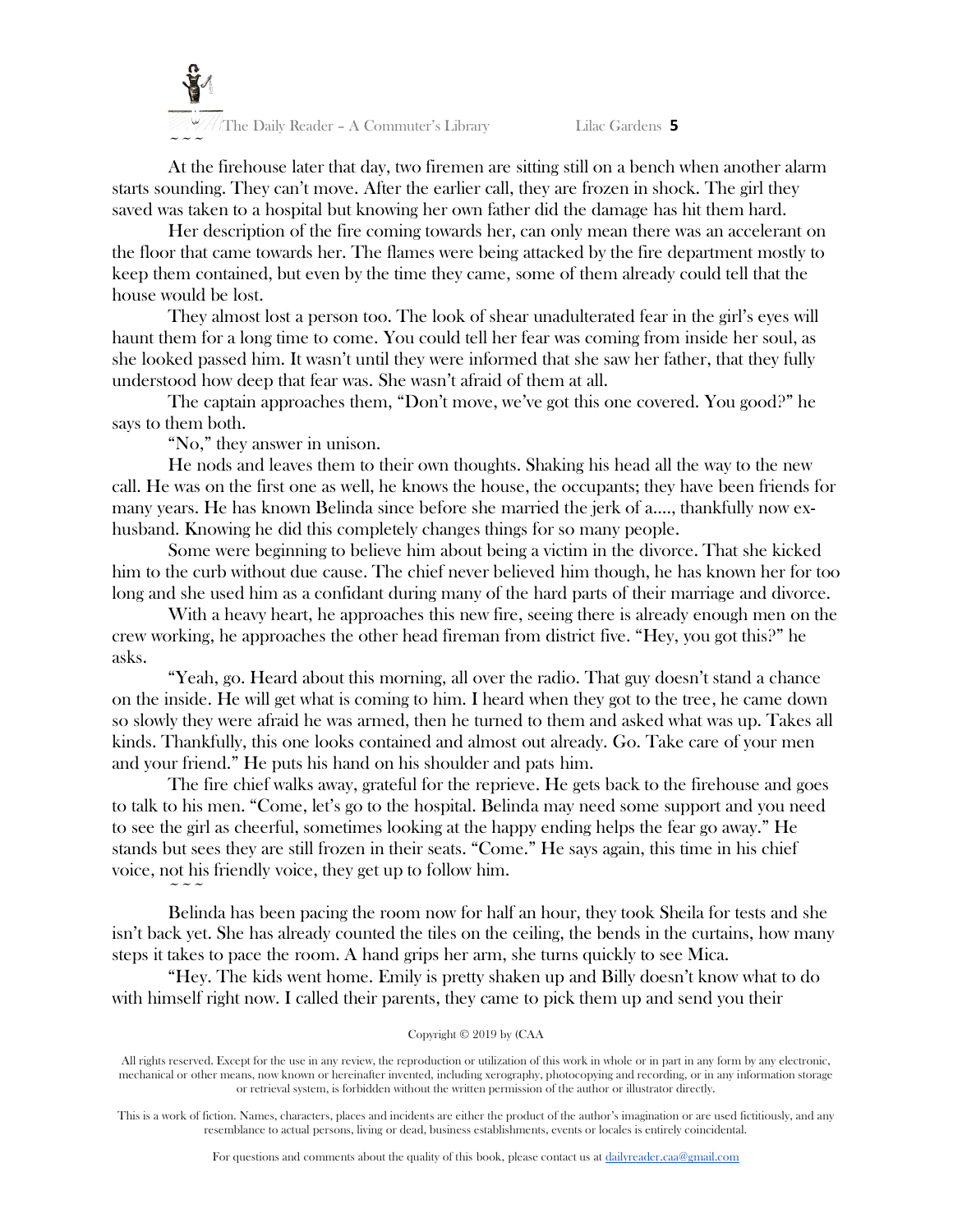At the firehouse later that day, two firemen are sitting still on a bench when another alarm starts sounding. They can't move. After the earlier call, they are frozen in shock. The girl they saved was taken to a hospital but knowing her own father did the damage has hit them hard.

Her description of the fire coming towards her, can only mean there was an accelerant on the floor that came towards her. The flames were being attacked by the fire department mostly to keep them contained, but even by the time they came, some of them already could tell that the house would be lost.

They almost lost a person too. The look of shear unadulterated fear in the girl's eyes will haunt them for a long time to come. You could tell her fear was coming from inside her soul, as she looked passed him. It wasn't until they were informed that she saw her father, that they fully understood how deep that fear was. She wasn't afraid of them at all.

The captain approaches them, "Don't move, we've got this one covered. You good?" he says to them both.

"No," they answer in unison.

He nods and leaves them to their own thoughts. Shaking his head all the way to the new call. He was on the first one as well, he knows the house, the occupants; they have been friends for many years. He has known Belinda since before she married the jerk of a...., thankfully now ex-husband. Knowing he did this completely changes things for so many people.

Some were beginning to believe him about being a victim in the divorce. That she kicked him to the curb without due cause. The chief never believed him though, he has known her for too long and she used him as a confidant during many of the hard parts of their marriage and divorce.

With a heavy heart, he approaches this new fire, seeing there is already enough men on the crew working, he approaches the other head fireman from district five. "Hey, you got this?" he asks.

"Yeah, go. Heard about this morning, all over the radio. That guy doesn't stand a chance on the inside. He will get what is coming to him. I heard when they got to the tree, he came down so slowly they were afraid he was armed, then he turned to them and asked what was up. Takes all kinds. Thankfully, this one looks contained and almost out already. Go. Take care of your men and your friend." He puts his hand on his shoulder and pats him.

The fire chief walks away, grateful for the reprieve. He gets back to the firehouse and goes to talk to his men. "Come, let's go to the hospital. Belinda may need some support and you need to see the girl as cheerful, sometimes looking at the happy ending helps the fear go away." He stands but sees they are still frozen in their seats. "Come." He says again, this time in his chief voice, not his friendly voice, they get up to follow him.

~ ~ ~

Belinda has been pacing the room now for half an hour, they took Sheila for tests and she isn't back yet. She has already counted the tiles on the ceiling, the bends in the curtains, how many steps it takes to pace the room. A hand grips her arm, she turns quickly to see Mica.

"Hey. The kids went home. Emily is pretty shaken up and Billy doesn't know what to do with himself right now. I called their parents, they came to pick them up and send you their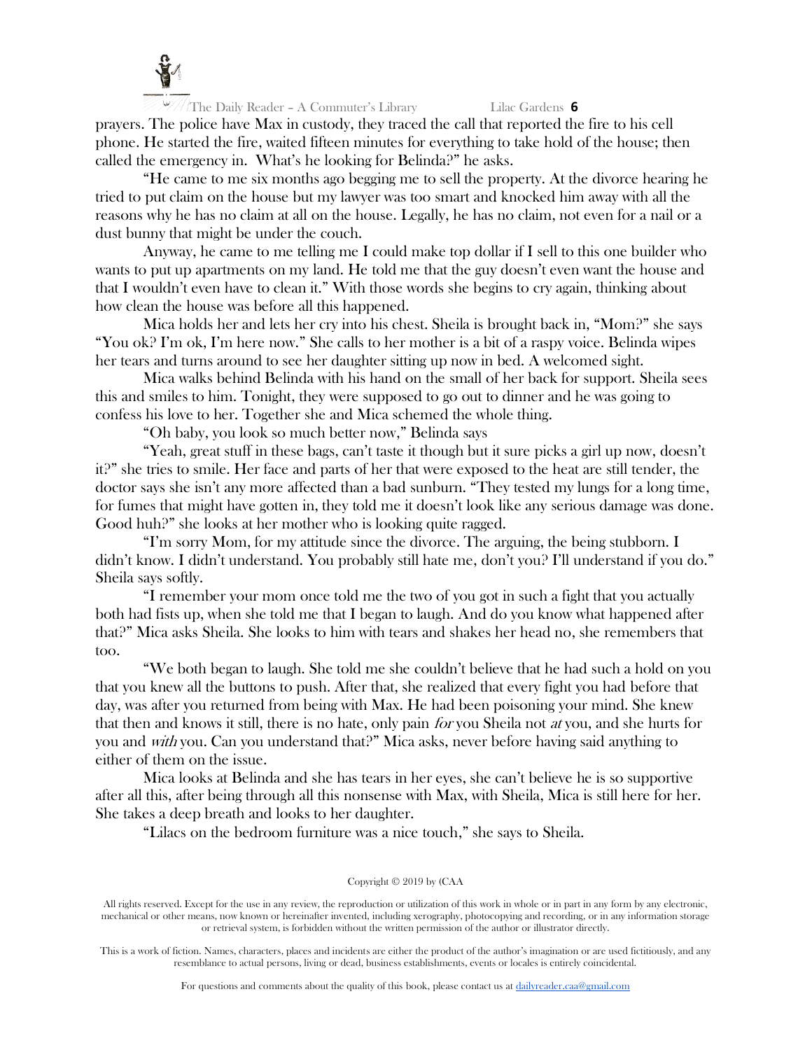prayers. The police have Max in custody, they traced the call that reported the fire to his cell phone. He started the fire, waited fifteen minutes for everything to take hold of the house; then called the emergency in. What's he looking for Belinda?" he asks.

"He came to me six months ago begging me to sell the property. At the divorce hearing he tried to put claim on the house but my lawyer was too smart and knocked him away with all the reasons why he has no claim at all on the house. Legally, he has no claim, not even for a nail or a dust bunny that might be under the couch.

Anyway, he came to me telling me I could make top dollar if I sell to this one builder who wants to put up apartments on my land. He told me that the guy doesn't even want the house and that I wouldn't even have to clean it." With those words she begins to cry again, thinking about how clean the house was before all this happened.

Mica holds her and lets her cry into his chest. Sheila is brought back in, "Mom?" she says "You ok? I'm ok, I'm here now." She calls to her mother is a bit of a raspy voice. Belinda wipes her tears and turns around to see her daughter sitting up now in bed. A welcomed sight.

Mica walks behind Belinda with his hand on the small of her back for support. Sheila sees this and smiles to him. Tonight, they were supposed to go out to dinner and he was going to confess his love to her. Together she and Mica schemed the whole thing.

"Oh baby, you look so much better now," Belinda says

"Yeah, great stuff in these bags, can't taste it though but it sure picks a girl up now, doesn't it?" she tries to smile. Her face and parts of her that were exposed to the heat are still tender, the doctor says she isn't any more affected than a bad sunburn. "They tested my lungs for a long time, for fumes that might have gotten in, they told me it doesn't look like any serious damage was done. Good huh?" she looks at her mother who is looking quite ragged.

"I'm sorry Mom, for my attitude since the divorce. The arguing, the being stubborn. I didn't know. I didn't understand. You probably still hate me, don't you? I'll understand if you do." Sheila says softly.

"I remember your mom once told me the two of you got in such a fight that you actually both had fists up, when she told me that I began to laugh. And do you know what happened after that?" Mica asks Sheila. She looks to him with tears and shakes her head no, she remembers that too.

"We both began to laugh. She told me she couldn't believe that he had such a hold on you that you knew all the buttons to push. After that, she realized that every fight you had before that day, was after you returned from being with Max. He had been poisoning your mind. She knew that then and knows it still, there is no hate, only pain *for* you Sheila not *at* you, and she hurts for you and *with* you. Can you understand that?" Mica asks, never before having said anything to either of them on the issue.

Mica looks at Belinda and she has tears in her eyes, she can't believe he is so supportive after all this, after being through all this nonsense with Max, with Sheila, Mica is still here for her. She takes a deep breath and looks to her daughter.

"Lilacs on the bedroom furniture was a nice touch," she says to Sheila.

Copyright © 2019 by (CAA

All rights reserved. Except for the use in any review, the reproduction or utilization of this work in whole or in part in any form by any electronic, mechanical or other means, now known or hereinafter invented, including xerography, photocopying and recording, or in any information storage or retrieval system, is forbidden without the written permission of the author or illustrator directly.

This is a work of fiction. Names, characters, places and incidents are either the product of the author's imagination or are used fictitiously, and any resemblance to actual persons, living or dead, business establishments, events or locales is entirely coincidental.

For questions and comments about the quality of this book, please contact us at dailyreader.caa@gmail.com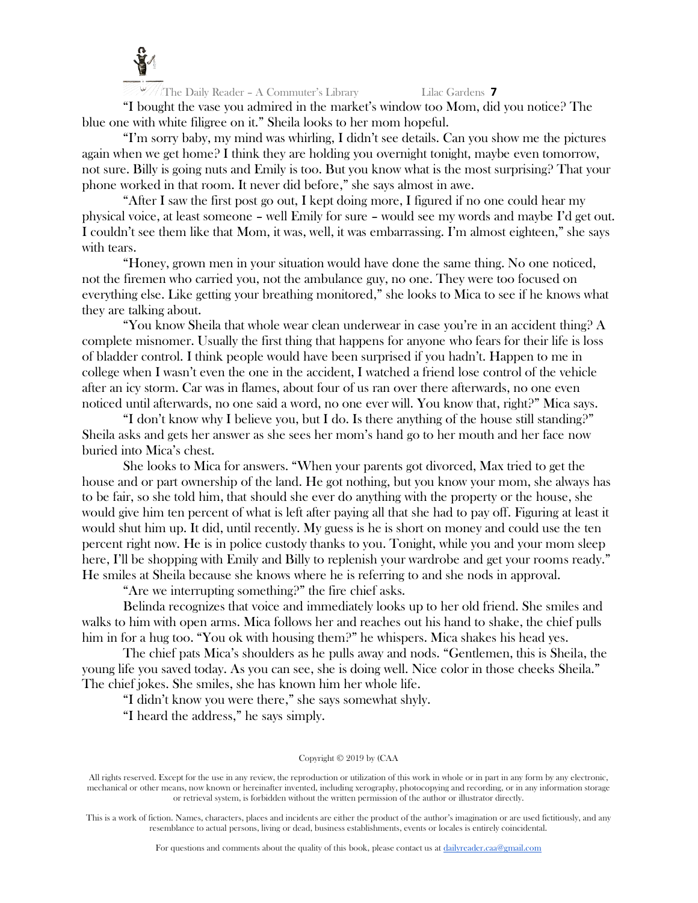"I bought the vase you admired in the market's window too Mom, did you notice? The blue one with white filigree on it." Sheila looks to her mom hopeful.

"I'm sorry baby, my mind was whirling, I didn't see details. Can you show me the pictures again when we get home? I think they are holding you overnight tonight, maybe even tomorrow, not sure. Billy is going nuts and Emily is too. But you know what is the most surprising? That your phone worked in that room. It never did before," she says almost in awe.

"After I saw the first post go out, I kept doing more, I figured if no one could hear my physical voice, at least someone – well Emily for sure – would see my words and maybe I'd get out. I couldn't see them like that Mom, it was, well, it was embarrassing. I'm almost eighteen," she says with tears.

"Honey, grown men in your situation would have done the same thing. No one noticed, not the firemen who carried you, not the ambulance guy, no one. They were too focused on everything else. Like getting your breathing monitored," she looks to Mica to see if he knows what they are talking about.

"You know Sheila that whole wear clean underwear in case you're in an accident thing? A complete misnomer. Usually the first thing that happens for anyone who fears for their life is loss of bladder control. I think people would have been surprised if you hadn't. Happen to me in college when I wasn't even the one in the accident, I watched a friend lose control of the vehicle after an icy storm. Car was in flames, about four of us ran over there afterwards, no one even noticed until afterwards, no one said a word, no one ever will. You know that, right?" Mica says.

"I don't know why I believe you, but I do. Is there anything of the house still standing?" Sheila asks and gets her answer as she sees her mom's hand go to her mouth and her face now buried into Mica's chest.

She looks to Mica for answers. "When your parents got divorced, Max tried to get the house and or part ownership of the land. He got nothing, but you know your mom, she always has to be fair, so she told him, that should she ever do anything with the property or the house, she would give him ten percent of what is left after paying all that she had to pay off. Figuring at least it would shut him up. It did, until recently. My guess is he is short on money and could use the ten percent right now. He is in police custody thanks to you. Tonight, while you and your mom sleep here, I'll be shopping with Emily and Billy to replenish your wardrobe and get your rooms ready." He smiles at Sheila because she knows where he is referring to and she nods in approval.

"Are we interrupting something?" the fire chief asks.

Belinda recognizes that voice and immediately looks up to her old friend. She smiles and walks to him with open arms. Mica follows her and reaches out his hand to shake, the chief pulls him in for a hug too. "You ok with housing them?" he whispers. Mica shakes his head yes.

The chief pats Mica's shoulders as he pulls away and nods. "Gentlemen, this is Sheila, the young life you saved today. As you can see, she is doing well. Nice color in those cheeks Sheila." The chief jokes. She smiles, she has known him her whole life.

"I didn't know you were there," she says somewhat shyly.

"I heard the address," he says simply.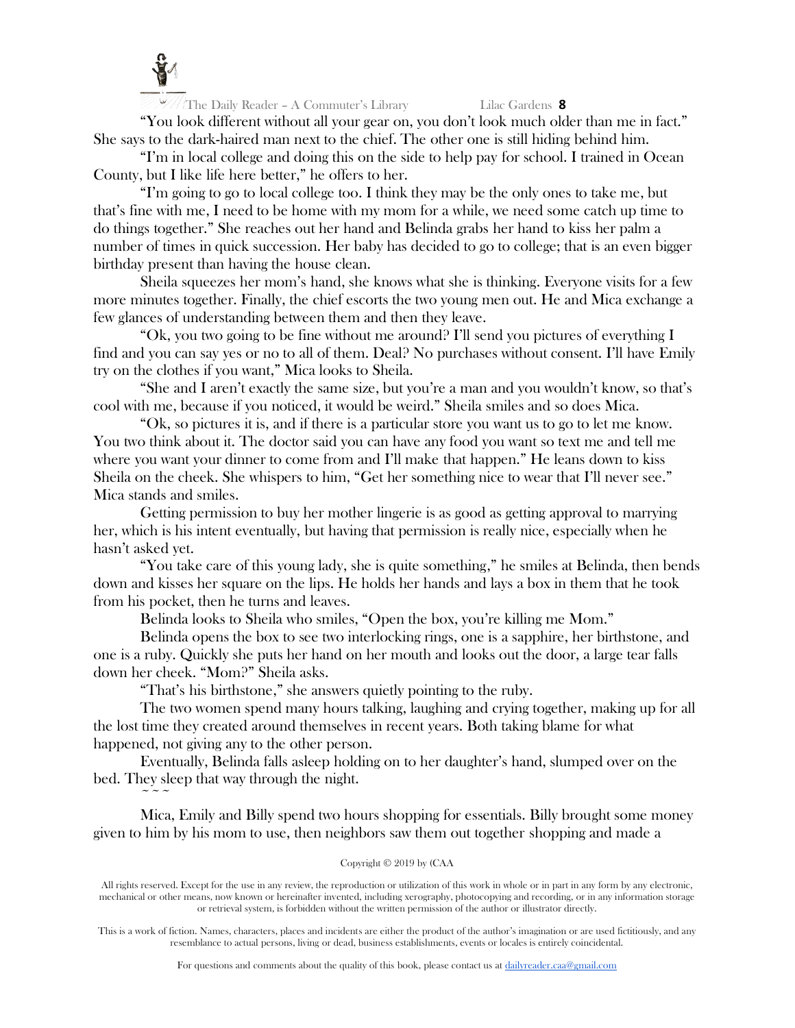"You look different without all your gear on, you don't look much older than me in fact." She says to the dark-haired man next to the chief. The other one is still hiding behind him.

"I'm in local college and doing this on the side to help pay for school. I trained in Ocean County, but I like life here better," he offers to her.

"I'm going to go to local college too. I think they may be the only ones to take me, but that's fine with me, I need to be home with my mom for a while, we need some catch up time to do things together." She reaches out her hand and Belinda grabs her hand to kiss her palm a number of times in quick succession. Her baby has decided to go to college; that is an even bigger birthday present than having the house clean.

Sheila squeezes her mom's hand, she knows what she is thinking. Everyone visits for a few more minutes together. Finally, the chief escorts the two young men out. He and Mica exchange a few glances of understanding between them and then they leave.

"Ok, you two going to be fine without me around? I'll send you pictures of everything I find and you can say yes or no to all of them. Deal? No purchases without consent. I'll have Emily try on the clothes if you want," Mica looks to Sheila.

"She and I aren't exactly the same size, but you're a man and you wouldn't know, so that's cool with me, because if you noticed, it would be weird." Sheila smiles and so does Mica.

"Ok, so pictures it is, and if there is a particular store you want us to go to let me know. You two think about it. The doctor said you can have any food you want so text me and tell me where you want your dinner to come from and I'll make that happen." He leans down to kiss Sheila on the cheek. She whispers to him, "Get her something nice to wear that I'll never see." Mica stands and smiles.

Getting permission to buy her mother lingerie is as good as getting approval to marrying her, which is his intent eventually, but having that permission is really nice, especially when he hasn't asked yet.

"You take care of this young lady, she is quite something," he smiles at Belinda, then bends down and kisses her square on the lips. He holds her hands and lays a box in them that he took from his pocket, then he turns and leaves.

Belinda looks to Sheila who smiles, "Open the box, you're killing me Mom."

Belinda opens the box to see two interlocking rings, one is a sapphire, her birthstone, and one is a ruby. Quickly she puts her hand on her mouth and looks out the door, a large tear falls down her cheek. "Mom?" Sheila asks.

"That's his birthstone," she answers quietly pointing to the ruby.

The two women spend many hours talking, laughing and crying together, making up for all the lost time they created around themselves in recent years. Both taking blame for what happened, not giving any to the other person.

Eventually, Belinda falls asleep holding on to her daughter's hand, slumped over on the bed. They sleep that way through the night.

~ ~ ~

Mica, Emily and Billy spend two hours shopping for essentials. Billy brought some money given to him by his mom to use, then neighbors saw them out together shopping and made a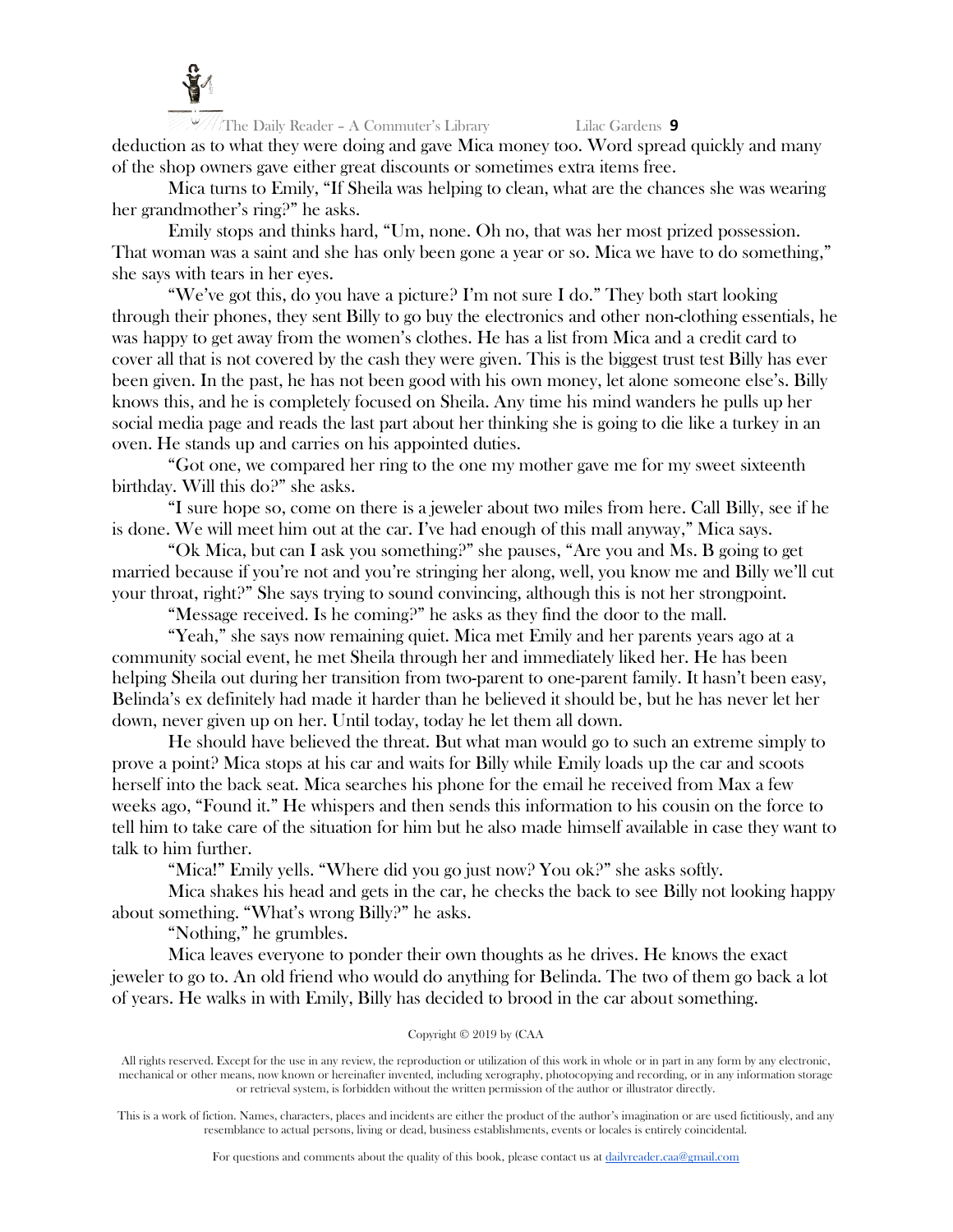deduction as to what they were doing and gave Mica money too. Word spread quickly and many of the shop owners gave either great discounts or sometimes extra items free.

Mica turns to Emily, "If Sheila was helping to clean, what are the chances she was wearing her grandmother's ring?" he asks.

Emily stops and thinks hard, "Um, none. Oh no, that was her most prized possession. That woman was a saint and she has only been gone a year or so. Mica we have to do something," she says with tears in her eyes.

"We've got this, do you have a picture? I'm not sure I do." They both start looking through their phones, they sent Billy to go buy the electronics and other non-clothing essentials, he was happy to get away from the women's clothes. He has a list from Mica and a credit card to cover all that is not covered by the cash they were given. This is the biggest trust test Billy has ever been given. In the past, he has not been good with his own money, let alone someone else's. Billy knows this, and he is completely focused on Sheila. Any time his mind wanders he pulls up her social media page and reads the last part about her thinking she is going to die like a turkey in an oven. He stands up and carries on his appointed duties.

"Got one, we compared her ring to the one my mother gave me for my sweet sixteenth birthday. Will this do?" she asks.

"I sure hope so, come on there is a jeweler about two miles from here. Call Billy, see if he is done. We will meet him out at the car. I've had enough of this mall anyway," Mica says.

"Ok Mica, but can I ask you something?" she pauses, "Are you and Ms. B going to get married because if you're not and you're stringing her along, well, you know me and Billy we'll cut your throat, right?" She says trying to sound convincing, although this is not her strongpoint.

"Message received. Is he coming?" he asks as they find the door to the mall.

"Yeah," she says now remaining quiet. Mica met Emily and her parents years ago at a community social event, he met Sheila through her and immediately liked her. He has been helping Sheila out during her transition from two-parent to one-parent family. It hasn't been easy, Belinda's ex definitely had made it harder than he believed it should be, but he has never let her down, never given up on her. Until today, today he let them all down.

He should have believed the threat. But what man would go to such an extreme simply to prove a point? Mica stops at his car and waits for Billy while Emily loads up the car and scoots herself into the back seat. Mica searches his phone for the email he received from Max a few weeks ago, "Found it." He whispers and then sends this information to his cousin on the force to tell him to take care of the situation for him but he also made himself available in case they want to talk to him further.

"Mica!" Emily yells. "Where did you go just now? You ok?" she asks softly.

Mica shakes his head and gets in the car, he checks the back to see Billy not looking happy about something. "What's wrong Billy?" he asks.

"Nothing," he grumbles.

Mica leaves everyone to ponder their own thoughts as he drives. He knows the exact jeweler to go to. An old friend who would do anything for Belinda. The two of them go back a lot of years. He walks in with Emily, Billy has decided to brood in the car about something.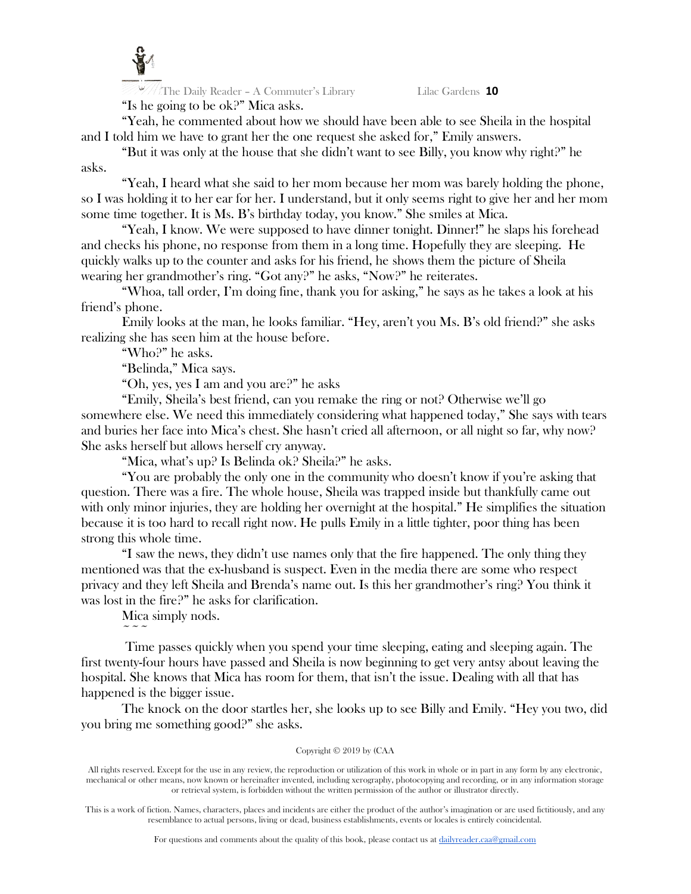"Is he going to be ok?" Mica asks.

"Yeah, he commented about how we should have been able to see Sheila in the hospital and I told him we have to grant her the one request she asked for," Emily answers.

"But it was only at the house that she didn't want to see Billy, you know why right?" he asks.

"Yeah, I heard what she said to her mom because her mom was barely holding the phone, so I was holding it to her ear for her. I understand, but it only seems right to give her and her mom some time together. It is Ms. B's birthday today, you know." She smiles at Mica.

"Yeah, I know. We were supposed to have dinner tonight. Dinner!" he slaps his forehead and checks his phone, no response from them in a long time. Hopefully they are sleeping. He quickly walks up to the counter and asks for his friend, he shows them the picture of Sheila wearing her grandmother's ring. "Got any?" he asks, "Now?" he reiterates.

"Whoa, tall order, I'm doing fine, thank you for asking," he says as he takes a look at his friend's phone.

Emily looks at the man, he looks familiar. "Hey, aren't you Ms. B's old friend?" she asks realizing she has seen him at the house before.

"Who?" he asks.

"Belinda," Mica says.

"Oh, yes, yes I am and you are?" he asks

"Emily, Sheila's best friend, can you remake the ring or not? Otherwise we'll go somewhere else. We need this immediately considering what happened today," She says with tears and buries her face into Mica's chest. She hasn't cried all afternoon, or all night so far, why now? She asks herself but allows herself cry anyway.

"Mica, what's up? Is Belinda ok? Sheila?" he asks.

"You are probably the only one in the community who doesn't know if you're asking that question. There was a fire. The whole house, Sheila was trapped inside but thankfully came out with only minor injuries, they are holding her overnight at the hospital." He simplifies the situation because it is too hard to recall right now. He pulls Emily in a little tighter, poor thing has been strong this whole time.

"I saw the news, they didn't use names only that the fire happened. The only thing they mentioned was that the ex-husband is suspect. Even in the media there are some who respect privacy and they left Sheila and Brenda's name out. Is this her grandmother's ring? You think it was lost in the fire?" he asks for clarification.

Mica simply nods.

~ ~ ~

Time passes quickly when you spend your time sleeping, eating and sleeping again. The first twenty-four hours have passed and Sheila is now beginning to get very antsy about leaving the hospital. She knows that Mica has room for them, that isn't the issue. Dealing with all that has happened is the bigger issue.

The knock on the door startles her, she looks up to see Billy and Emily. "Hey you two, did you bring me something good?" she asks.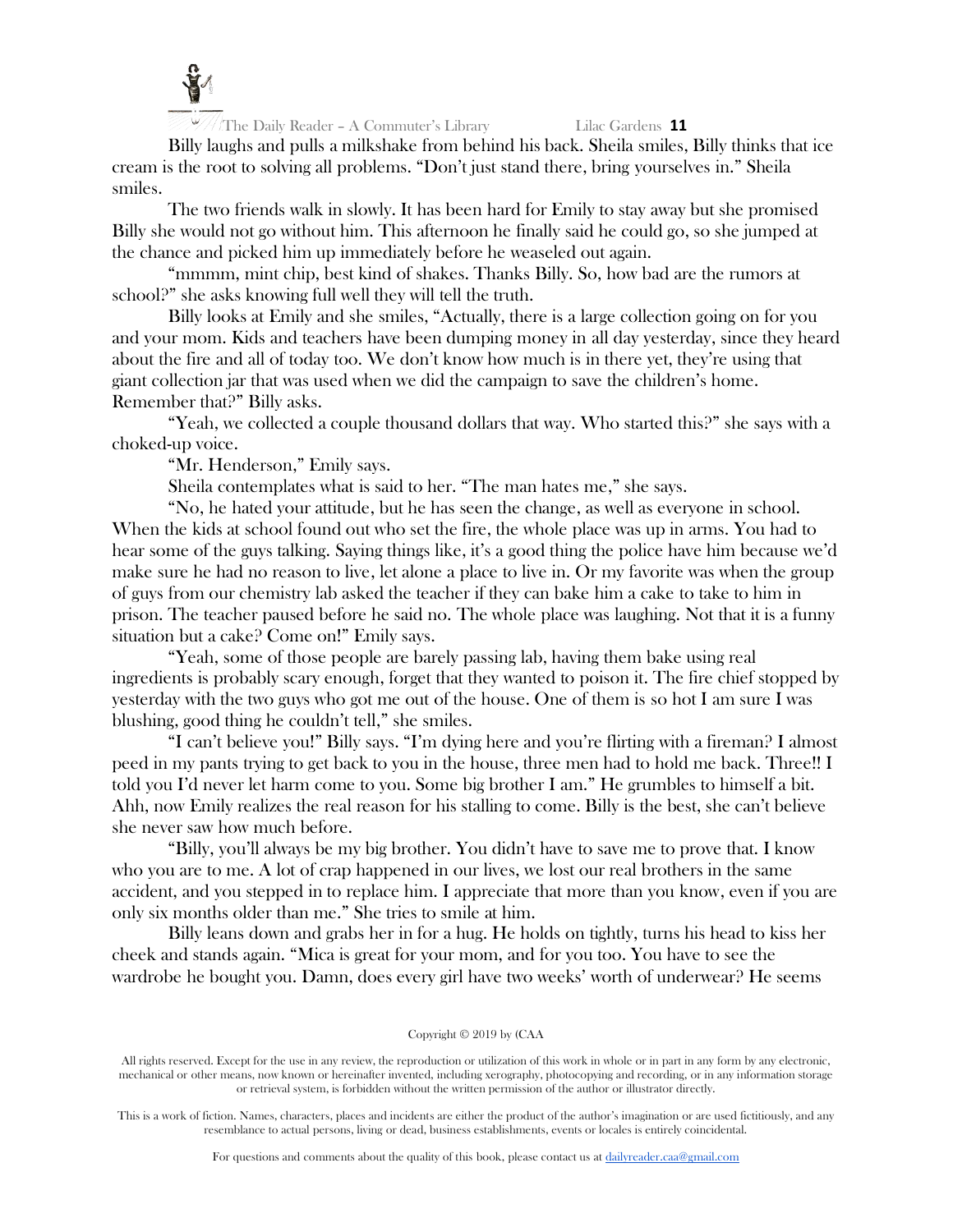Billy laughs and pulls a milkshake from behind his back. Sheila smiles, Billy thinks that ice cream is the root to solving all problems. "Don't just stand there, bring yourselves in." Sheila smiles.

The two friends walk in slowly. It has been hard for Emily to stay away but she promised Billy she would not go without him. This afternoon he finally said he could go, so she jumped at the chance and picked him up immediately before he weaseled out again.

"mmmm, mint chip, best kind of shakes. Thanks Billy. So, how bad are the rumors at school?" she asks knowing full well they will tell the truth.

Billy looks at Emily and she smiles, "Actually, there is a large collection going on for you and your mom. Kids and teachers have been dumping money in all day yesterday, since they heard about the fire and all of today too. We don't know how much is in there yet, they're using that giant collection jar that was used when we did the campaign to save the children's home. Remember that?" Billy asks.

"Yeah, we collected a couple thousand dollars that way. Who started this?" she says with a choked-up voice.

"Mr. Henderson," Emily says.

Sheila contemplates what is said to her. "The man hates me," she says.

"No, he hated your attitude, but he has seen the change, as well as everyone in school. When the kids at school found out who set the fire, the whole place was up in arms. You had to hear some of the guys talking. Saying things like, it's a good thing the police have him because we'd make sure he had no reason to live, let alone a place to live in. Or my favorite was when the group of guys from our chemistry lab asked the teacher if they can bake him a cake to take to him in prison. The teacher paused before he said no. The whole place was laughing. Not that it is a funny situation but a cake? Come on!" Emily says.

"Yeah, some of those people are barely passing lab, having them bake using real ingredients is probably scary enough, forget that they wanted to poison it. The fire chief stopped by yesterday with the two guys who got me out of the house. One of them is so hot I am sure I was blushing, good thing he couldn't tell," she smiles.

"I can't believe you!" Billy says. "I'm dying here and you're flirting with a fireman? I almost peed in my pants trying to get back to you in the house, three men had to hold me back. Three!! I told you I'd never let harm come to you. Some big brother I am." He grumbles to himself a bit. Ahh, now Emily realizes the real reason for his stalling to come. Billy is the best, she can't believe she never saw how much before.

"Billy, you'll always be my big brother. You didn't have to save me to prove that. I know who you are to me. A lot of crap happened in our lives, we lost our real brothers in the same accident, and you stepped in to replace him. I appreciate that more than you know, even if you are only six months older than me." She tries to smile at him.

Billy leans down and grabs her in for a hug. He holds on tightly, turns his head to kiss her cheek and stands again. "Mica is great for your mom, and for you too. You have to see the wardrobe he bought you. Damn, does every girl have two weeks' worth of underwear? He seems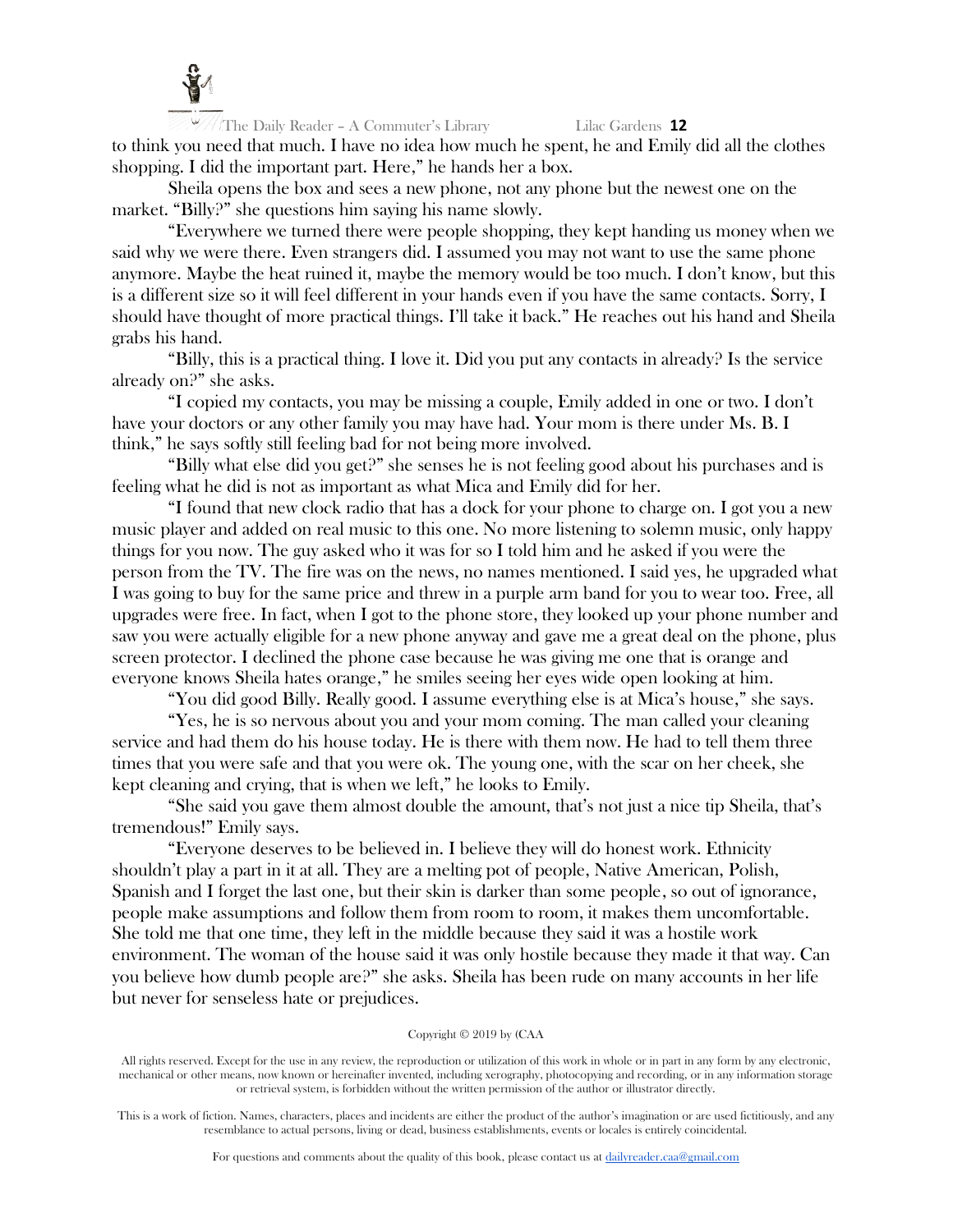to think you need that much. I have no idea how much he spent, he and Emily did all the clothes shopping. I did the important part. Here," he hands her a box.

Sheila opens the box and sees a new phone, not any phone but the newest one on the market. "Billy?" she questions him saying his name slowly.

"Everywhere we turned there were people shopping, they kept handing us money when we said why we were there. Even strangers did. I assumed you may not want to use the same phone anymore. Maybe the heat ruined it, maybe the memory would be too much. I don't know, but this is a different size so it will feel different in your hands even if you have the same contacts. Sorry, I should have thought of more practical things. I'll take it back." He reaches out his hand and Sheila grabs his hand.

"Billy, this is a practical thing. I love it. Did you put any contacts in already? Is the service already on?" she asks.

"I copied my contacts, you may be missing a couple, Emily added in one or two. I don't have your doctors or any other family you may have had. Your mom is there under Ms. B. I think," he says softly still feeling bad for not being more involved.

"Billy what else did you get?" she senses he is not feeling good about his purchases and is feeling what he did is not as important as what Mica and Emily did for her.

"I found that new clock radio that has a dock for your phone to charge on. I got you a new music player and added on real music to this one. No more listening to solemn music, only happy things for you now. The guy asked who it was for so I told him and he asked if you were the person from the TV. The fire was on the news, no names mentioned. I said yes, he upgraded what I was going to buy for the same price and threw in a purple arm band for you to wear too. Free, all upgrades were free. In fact, when I got to the phone store, they looked up your phone number and saw you were actually eligible for a new phone anyway and gave me a great deal on the phone, plus screen protector. I declined the phone case because he was giving me one that is orange and everyone knows Sheila hates orange," he smiles seeing her eyes wide open looking at him.

"You did good Billy. Really good. I assume everything else is at Mica's house," she says.

"Yes, he is so nervous about you and your mom coming. The man called your cleaning service and had them do his house today. He is there with them now. He had to tell them three times that you were safe and that you were ok. The young one, with the scar on her cheek, she kept cleaning and crying, that is when we left," he looks to Emily.

"She said you gave them almost double the amount, that's not just a nice tip Sheila, that's tremendous!" Emily says.

"Everyone deserves to be believed in. I believe they will do honest work. Ethnicity shouldn't play a part in it at all. They are a melting pot of people, Native American, Polish, Spanish and I forget the last one, but their skin is darker than some people, so out of ignorance, people make assumptions and follow them from room to room, it makes them uncomfortable. She told me that one time, they left in the middle because they said it was a hostile work environment. The woman of the house said it was only hostile because they made it that way. Can you believe how dumb people are?" she asks. Sheila has been rude on many accounts in her life but never for senseless hate or prejudices.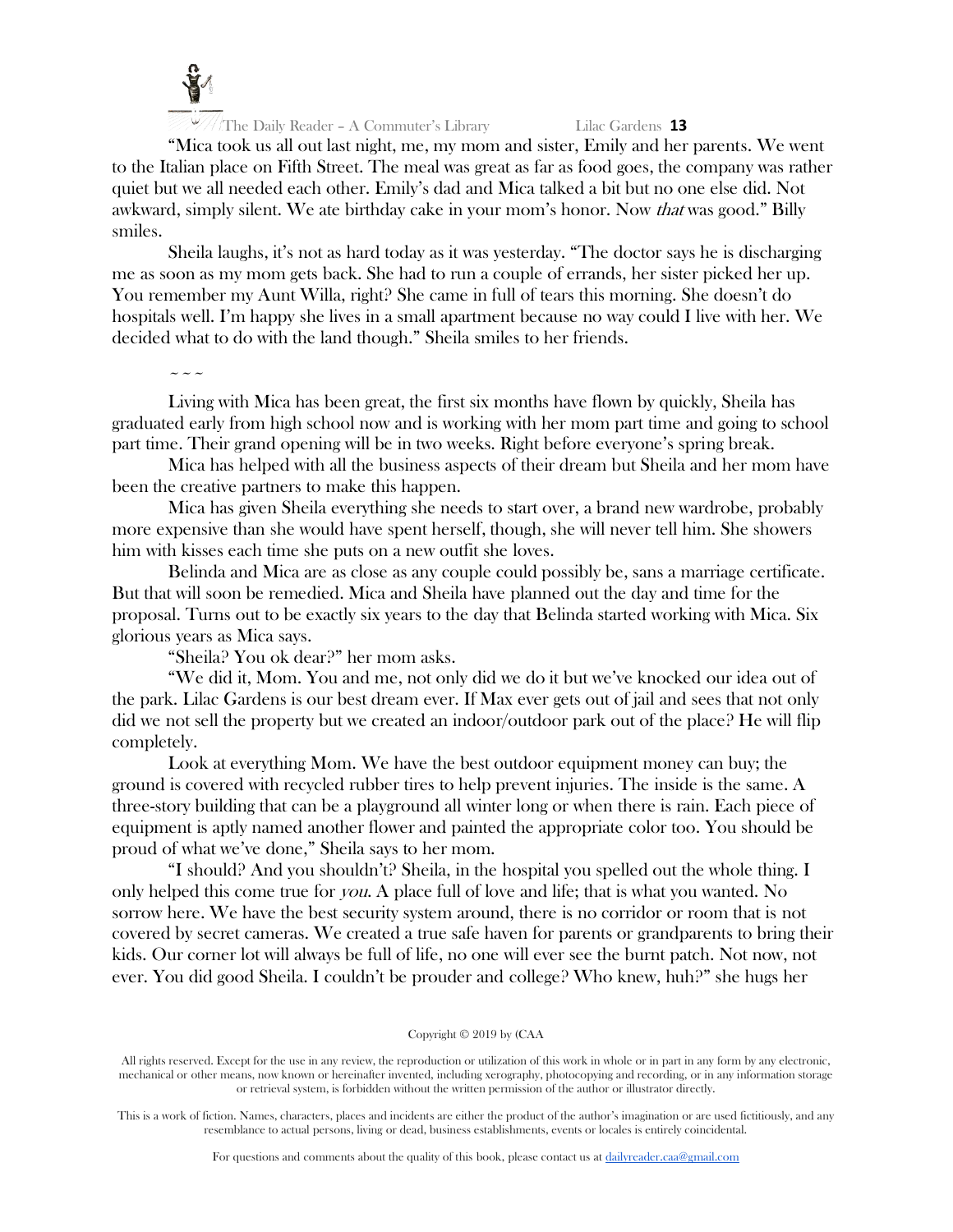"Mica took us all out last night, me, my mom and sister, Emily and her parents. We went to the Italian place on Fifth Street. The meal was great as far as food goes, the company was rather quiet but we all needed each other. Emily's dad and Mica talked a bit but no one else did. Not awkward, simply silent. We ate birthday cake in your mom's honor. Now *that* was good." Billy smiles.

Sheila laughs, it's not as hard today as it was yesterday. "The doctor says he is discharging me as soon as my mom gets back. She had to run a couple of errands, her sister picked her up. You remember my Aunt Willa, right? She came in full of tears this morning. She doesn't do hospitals well. I'm happy she lives in a small apartment because no way could I live with her. We decided what to do with the land though." Sheila smiles to her friends.

~ ~ ~

Living with Mica has been great, the first six months have flown by quickly, Sheila has graduated early from high school now and is working with her mom part time and going to school part time. Their grand opening will be in two weeks. Right before everyone's spring break.

Mica has helped with all the business aspects of their dream but Sheila and her mom have been the creative partners to make this happen.

Mica has given Sheila everything she needs to start over, a brand new wardrobe, probably more expensive than she would have spent herself, though, she will never tell him. She showers him with kisses each time she puts on a new outfit she loves.

Belinda and Mica are as close as any couple could possibly be, sans a marriage certificate. But that will soon be remedied. Mica and Sheila have planned out the day and time for the proposal. Turns out to be exactly six years to the day that Belinda started working with Mica. Six glorious years as Mica says.

"Sheila? You ok dear?" her mom asks.

"We did it, Mom. You and me, not only did we do it but we've knocked our idea out of the park. Lilac Gardens is our best dream ever. If Max ever gets out of jail and sees that not only did we not sell the property but we created an indoor/outdoor park out of the place? He will flip completely.

Look at everything Mom. We have the best outdoor equipment money can buy; the ground is covered with recycled rubber tires to help prevent injuries. The inside is the same. A three-story building that can be a playground all winter long or when there is rain. Each piece of equipment is aptly named another flower and painted the appropriate color too. You should be proud of what we've done," Sheila says to her mom.

"I should? And you shouldn't? Sheila, in the hospital you spelled out the whole thing. I only helped this come true for *you*. A place full of love and life; that is what you wanted. No sorrow here. We have the best security system around, there is no corridor or room that is not covered by secret cameras. We created a true safe haven for parents or grandparents to bring their kids. Our corner lot will always be full of life, no one will ever see the burnt patch. Not now, not ever. You did good Sheila. I couldn't be prouder and college? Who knew, huh?" she hugs her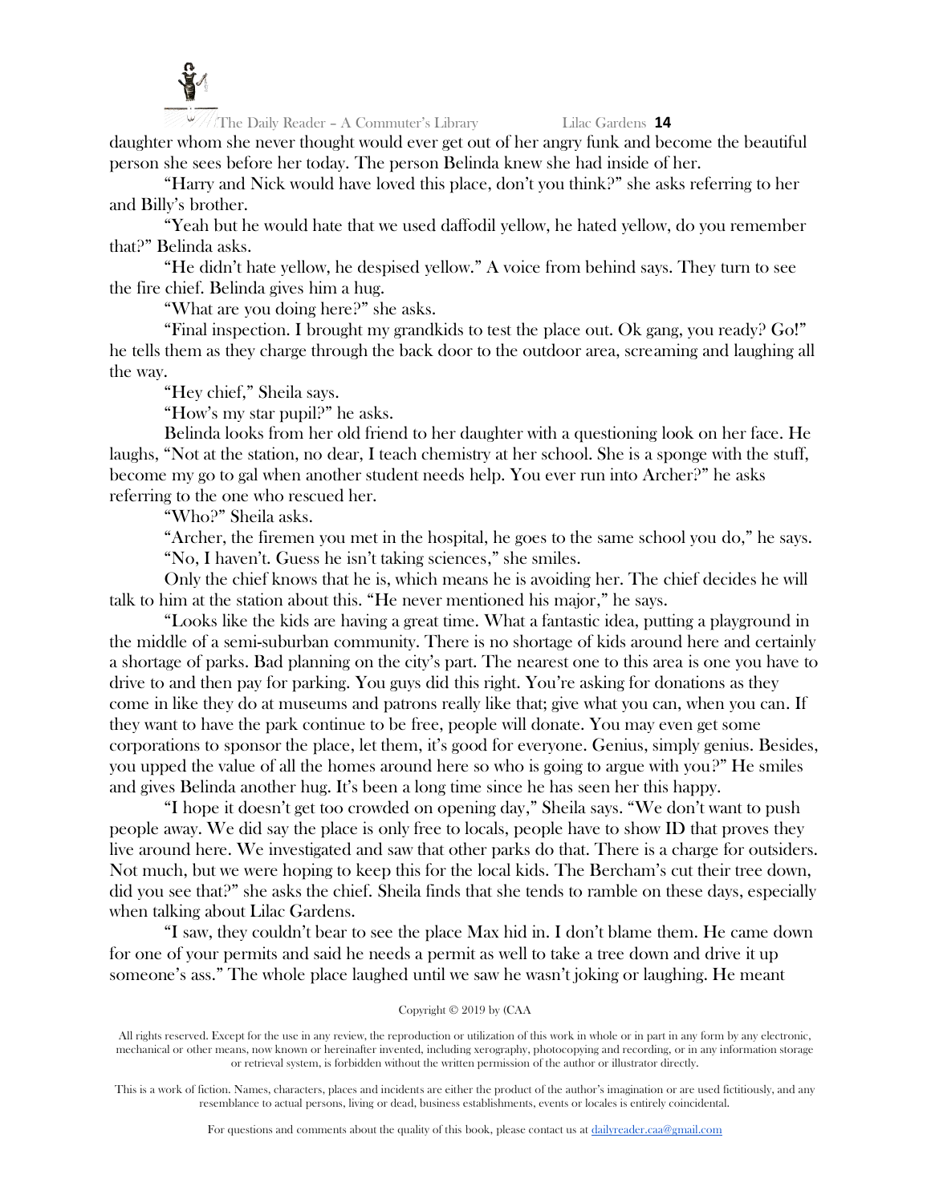daughter whom she never thought would ever get out of her angry funk and become the beautiful person she sees before her today. The person Belinda knew she had inside of her.

"Harry and Nick would have loved this place, don't you think?" she asks referring to her and Billy's brother.

"Yeah but he would hate that we used daffodil yellow, he hated yellow, do you remember that?" Belinda asks.

"He didn't hate yellow, he despised yellow." A voice from behind says. They turn to see the fire chief. Belinda gives him a hug.

"What are you doing here?" she asks.

"Final inspection. I brought my grandkids to test the place out. Ok gang, you ready? Go!" he tells them as they charge through the back door to the outdoor area, screaming and laughing all the way.

"Hey chief," Sheila says.

"How's my star pupil?" he asks.

Belinda looks from her old friend to her daughter with a questioning look on her face. He laughs, "Not at the station, no dear, I teach chemistry at her school. She is a sponge with the stuff, become my go to gal when another student needs help. You ever run into Archer?" he asks referring to the one who rescued her.

"Who?" Sheila asks.

"Archer, the firemen you met in the hospital, he goes to the same school you do," he says.

"No, I haven't. Guess he isn't taking sciences," she smiles.

Only the chief knows that he is, which means he is avoiding her. The chief decides he will talk to him at the station about this. "He never mentioned his major," he says.

"Looks like the kids are having a great time. What a fantastic idea, putting a playground in the middle of a semi-suburban community. There is no shortage of kids around here and certainly a shortage of parks. Bad planning on the city's part. The nearest one to this area is one you have to drive to and then pay for parking. You guys did this right. You're asking for donations as they come in like they do at museums and patrons really like that; give what you can, when you can. If they want to have the park continue to be free, people will donate. You may even get some corporations to sponsor the place, let them, it's good for everyone. Genius, simply genius. Besides, you upped the value of all the homes around here so who is going to argue with you?" He smiles and gives Belinda another hug. It's been a long time since he has seen her this happy.

"I hope it doesn't get too crowded on opening day," Sheila says. "We don't want to push people away. We did say the place is only free to locals, people have to show ID that proves they live around here. We investigated and saw that other parks do that. There is a charge for outsiders. Not much, but we were hoping to keep this for the local kids. The Bercham's cut their tree down, did you see that?" she asks the chief. Sheila finds that she tends to ramble on these days, especially when talking about Lilac Gardens.

"I saw, they couldn't bear to see the place Max hid in. I don't blame them. He came down for one of your permits and said he needs a permit as well to take a tree down and drive it up someone's ass." The whole place laughed until we saw he wasn't joking or laughing. He meant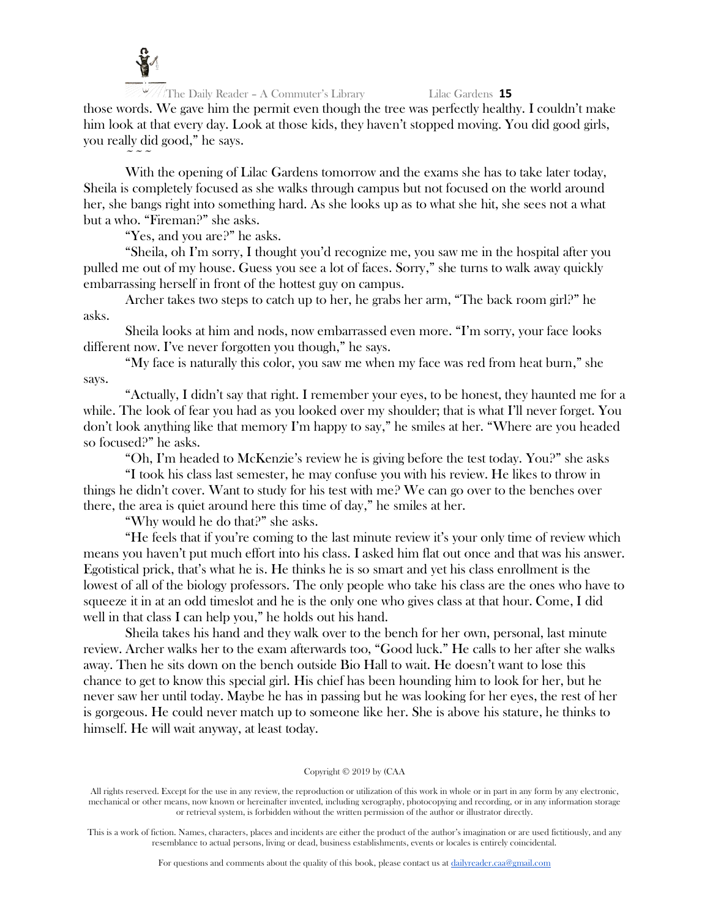those words. We gave him the permit even though the tree was perfectly healthy. I couldn't make him look at that every day. Look at those kids, they haven't stopped moving. You did good girls, you really did good," he says.

~ ~ ~

With the opening of Lilac Gardens tomorrow and the exams she has to take later today, Sheila is completely focused as she walks through campus but not focused on the world around her, she bangs right into something hard. As she looks up as to what she hit, she sees not a what but a who. "Fireman?" she asks.

"Yes, and you are?" he asks.

"Sheila, oh I'm sorry, I thought you'd recognize me, you saw me in the hospital after you pulled me out of my house. Guess you see a lot of faces. Sorry," she turns to walk away quickly embarrassing herself in front of the hottest guy on campus.

Archer takes two steps to catch up to her, he grabs her arm, "The back room girl?" he asks.

Sheila looks at him and nods, now embarrassed even more. "I'm sorry, your face looks different now. I've never forgotten you though," he says.

"My face is naturally this color, you saw me when my face was red from heat burn," she says.

"Actually, I didn't say that right. I remember your eyes, to be honest, they haunted me for a while. The look of fear you had as you looked over my shoulder; that is what I'll never forget. You don't look anything like that memory I'm happy to say," he smiles at her. "Where are you headed so focused?" he asks.

"Oh, I'm headed to McKenzie's review he is giving before the test today. You?" she asks

"I took his class last semester, he may confuse you with his review. He likes to throw in things he didn't cover. Want to study for his test with me? We can go over to the benches over there, the area is quiet around here this time of day," he smiles at her.

"Why would he do that?" she asks.

"He feels that if you're coming to the last minute review it's your only time of review which means you haven't put much effort into his class. I asked him flat out once and that was his answer. Egotistical prick, that's what he is. He thinks he is so smart and yet his class enrollment is the lowest of all of the biology professors. The only people who take his class are the ones who have to squeeze it in at an odd timeslot and he is the only one who gives class at that hour. Come, I did well in that class I can help you," he holds out his hand.

Sheila takes his hand and they walk over to the bench for her own, personal, last minute review. Archer walks her to the exam afterwards too, "Good luck." He calls to her after she walks away. Then he sits down on the bench outside Bio Hall to wait. He doesn't want to lose this chance to get to know this special girl. His chief has been hounding him to look for her, but he never saw her until today. Maybe he has in passing but he was looking for her eyes, the rest of her is gorgeous. He could never match up to someone like her. She is above his stature, he thinks to himself. He will wait anyway, at least today.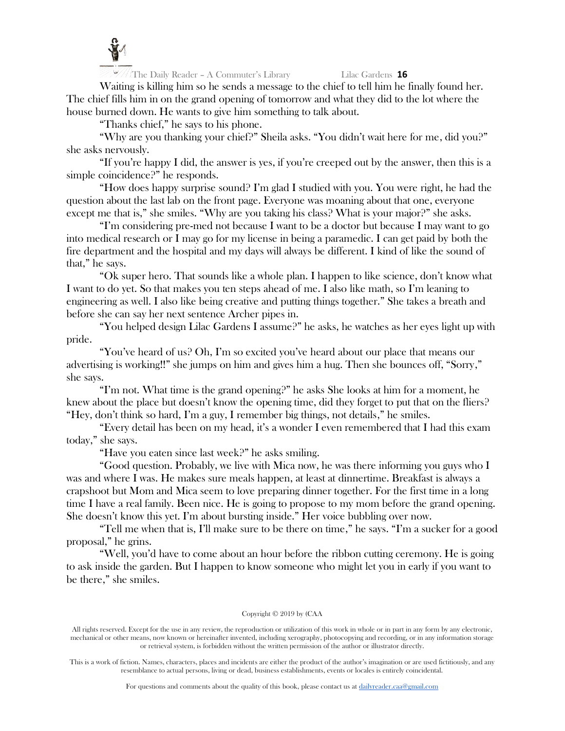Waiting is killing him so he sends a message to the chief to tell him he finally found her. The chief fills him in on the grand opening of tomorrow and what they did to the lot where the house burned down. He wants to give him something to talk about.

"Thanks chief," he says to his phone.

"Why are you thanking your chief?" Sheila asks. "You didn't wait here for me, did you?" she asks nervously.

"If you're happy I did, the answer is yes, if you're creeped out by the answer, then this is a simple coincidence?" he responds.

"How does happy surprise sound? I'm glad I studied with you. You were right, he had the question about the last lab on the front page. Everyone was moaning about that one, everyone except me that is," she smiles. "Why are you taking his class? What is your major?" she asks.

"I'm considering pre-med not because I want to be a doctor but because I may want to go into medical research or I may go for my license in being a paramedic. I can get paid by both the fire department and the hospital and my days will always be different. I kind of like the sound of that," he says.

"Ok super hero. That sounds like a whole plan. I happen to like science, don't know what I want to do yet. So that makes you ten steps ahead of me. I also like math, so I'm leaning to engineering as well. I also like being creative and putting things together." She takes a breath and before she can say her next sentence Archer pipes in.

"You helped design Lilac Gardens I assume?" he asks, he watches as her eyes light up with pride.

"You've heard of us? Oh, I'm so excited you've heard about our place that means our advertising is working!!" she jumps on him and gives him a hug. Then she bounces off, "Sorry," she says.

"I'm not. What time is the grand opening?" he asks She looks at him for a moment, he knew about the place but doesn't know the opening time, did they forget to put that on the fliers? "Hey, don't think so hard, I'm a guy, I remember big things, not details," he smiles.

"Every detail has been on my head, it's a wonder I even remembered that I had this exam today," she says.

"Have you eaten since last week?" he asks smiling.

"Good question. Probably, we live with Mica now, he was there informing you guys who I was and where I was. He makes sure meals happen, at least at dinnertime. Breakfast is always a crapshoot but Mom and Mica seem to love preparing dinner together. For the first time in a long time I have a real family. Been nice. He is going to propose to my mom before the grand opening. She doesn't know this yet. I'm about bursting inside." Her voice bubbling over now.

"Tell me when that is, I'll make sure to be there on time," he says. "I'm a sucker for a good proposal," he grins.

"Well, you'd have to come about an hour before the ribbon cutting ceremony. He is going to ask inside the garden. But I happen to know someone who might let you in early if you want to be there," she smiles.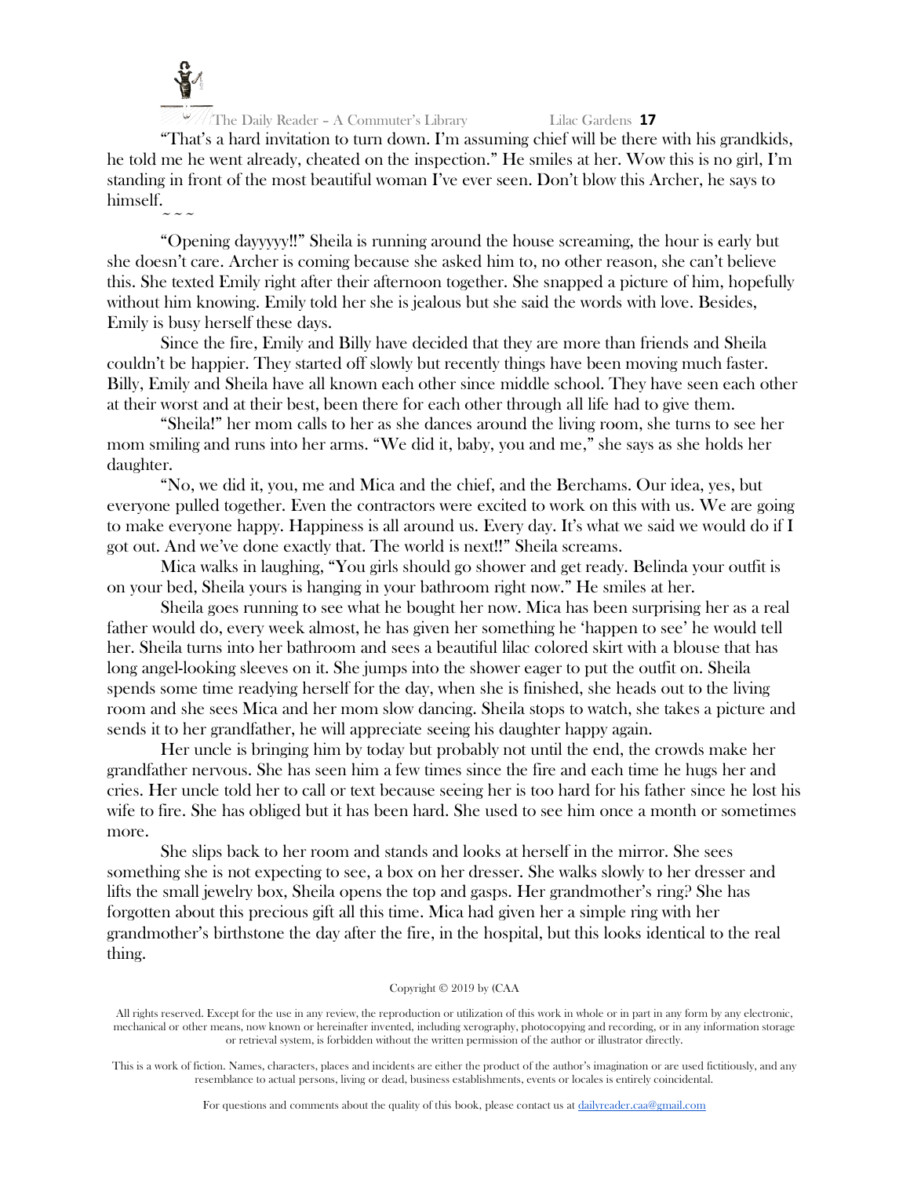"That's a hard invitation to turn down. I'm assuming chief will be there with his grandkids, he told me he went already, cheated on the inspection." He smiles at her. Wow this is no girl, I'm standing in front of the most beautiful woman I've ever seen. Don't blow this Archer, he says to himself.

~ ~ ~

"Opening dayyyyy!!" Sheila is running around the house screaming, the hour is early but she doesn't care. Archer is coming because she asked him to, no other reason, she can't believe this. She texted Emily right after their afternoon together. She snapped a picture of him, hopefully without him knowing. Emily told her she is jealous but she said the words with love. Besides, Emily is busy herself these days.

Since the fire, Emily and Billy have decided that they are more than friends and Sheila couldn't be happier. They started off slowly but recently things have been moving much faster. Billy, Emily and Sheila have all known each other since middle school. They have seen each other at their worst and at their best, been there for each other through all life had to give them.

"Sheila!" her mom calls to her as she dances around the living room, she turns to see her mom smiling and runs into her arms. "We did it, baby, you and me," she says as she holds her daughter.

"No, we did it, you, me and Mica and the chief, and the Berchams. Our idea, yes, but everyone pulled together. Even the contractors were excited to work on this with us. We are going to make everyone happy. Happiness is all around us. Every day. It's what we said we would do if I got out. And we've done exactly that. The world is next!!" Sheila screams.

Mica walks in laughing, "You girls should go shower and get ready. Belinda your outfit is on your bed, Sheila yours is hanging in your bathroom right now." He smiles at her.

Sheila goes running to see what he bought her now. Mica has been surprising her as a real father would do, every week almost, he has given her something he 'happen to see' he would tell her. Sheila turns into her bathroom and sees a beautiful lilac colored skirt with a blouse that has long angel-looking sleeves on it. She jumps into the shower eager to put the outfit on. Sheila spends some time readying herself for the day, when she is finished, she heads out to the living room and she sees Mica and her mom slow dancing. Sheila stops to watch, she takes a picture and sends it to her grandfather, he will appreciate seeing his daughter happy again.

Her uncle is bringing him by today but probably not until the end, the crowds make her grandfather nervous. She has seen him a few times since the fire and each time he hugs her and cries. Her uncle told her to call or text because seeing her is too hard for his father since he lost his wife to fire. She has obliged but it has been hard. She used to see him once a month or sometimes more.

She slips back to her room and stands and looks at herself in the mirror. She sees something she is not expecting to see, a box on her dresser. She walks slowly to her dresser and lifts the small jewelry box, Sheila opens the top and gasps. Her grandmother's ring? She has forgotten about this precious gift all this time. Mica had given her a simple ring with her grandmother's birthstone the day after the fire, in the hospital, but this looks identical to the real thing.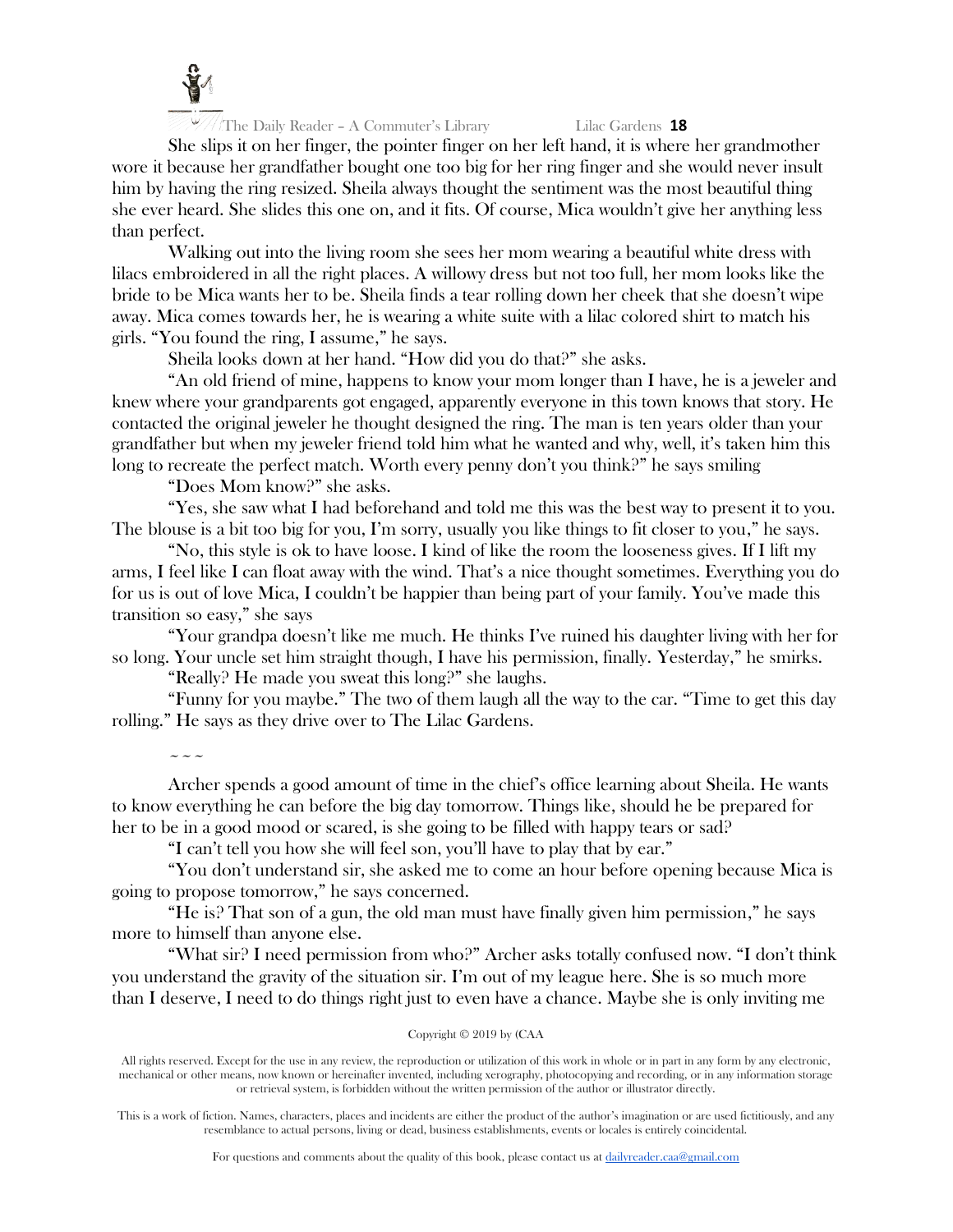She slips it on her finger, the pointer finger on her left hand, it is where her grandmother wore it because her grandfather bought one too big for her ring finger and she would never insult him by having the ring resized. Sheila always thought the sentiment was the most beautiful thing she ever heard. She slides this one on, and it fits. Of course, Mica wouldn't give her anything less than perfect.

Walking out into the living room she sees her mom wearing a beautiful white dress with lilacs embroidered in all the right places. A willowy dress but not too full, her mom looks like the bride to be Mica wants her to be. Sheila finds a tear rolling down her cheek that she doesn't wipe away. Mica comes towards her, he is wearing a white suite with a lilac colored shirt to match his girls. "You found the ring, I assume," he says.

Sheila looks down at her hand. "How did you do that?" she asks.

"An old friend of mine, happens to know your mom longer than I have, he is a jeweler and knew where your grandparents got engaged, apparently everyone in this town knows that story. He contacted the original jeweler he thought designed the ring. The man is ten years older than your grandfather but when my jeweler friend told him what he wanted and why, well, it's taken him this long to recreate the perfect match. Worth every penny don't you think?" he says smiling

"Does Mom know?" she asks.

"Yes, she saw what I had beforehand and told me this was the best way to present it to you. The blouse is a bit too big for you, I'm sorry, usually you like things to fit closer to you," he says.

"No, this style is ok to have loose. I kind of like the room the looseness gives. If I lift my arms, I feel like I can float away with the wind. That's a nice thought sometimes. Everything you do for us is out of love Mica, I couldn't be happier than being part of your family. You've made this transition so easy," she says

"Your grandpa doesn't like me much. He thinks I've ruined his daughter living with her for so long. Your uncle set him straight though, I have his permission, finally. Yesterday," he smirks.

"Really? He made you sweat this long?" she laughs.

"Funny for you maybe." The two of them laugh all the way to the car. "Time to get this day rolling." He says as they drive over to The Lilac Gardens.

~ ~ ~

Archer spends a good amount of time in the chief's office learning about Sheila. He wants to know everything he can before the big day tomorrow. Things like, should he be prepared for her to be in a good mood or scared, is she going to be filled with happy tears or sad?

"I can't tell you how she will feel son, you'll have to play that by ear."

"You don't understand sir, she asked me to come an hour before opening because Mica is going to propose tomorrow," he says concerned.

"He is? That son of a gun, the old man must have finally given him permission," he says more to himself than anyone else.

"What sir? I need permission from who?" Archer asks totally confused now. "I don't think you understand the gravity of the situation sir. I'm out of my league here. She is so much more than I deserve, I need to do things right just to even have a chance. Maybe she is only inviting me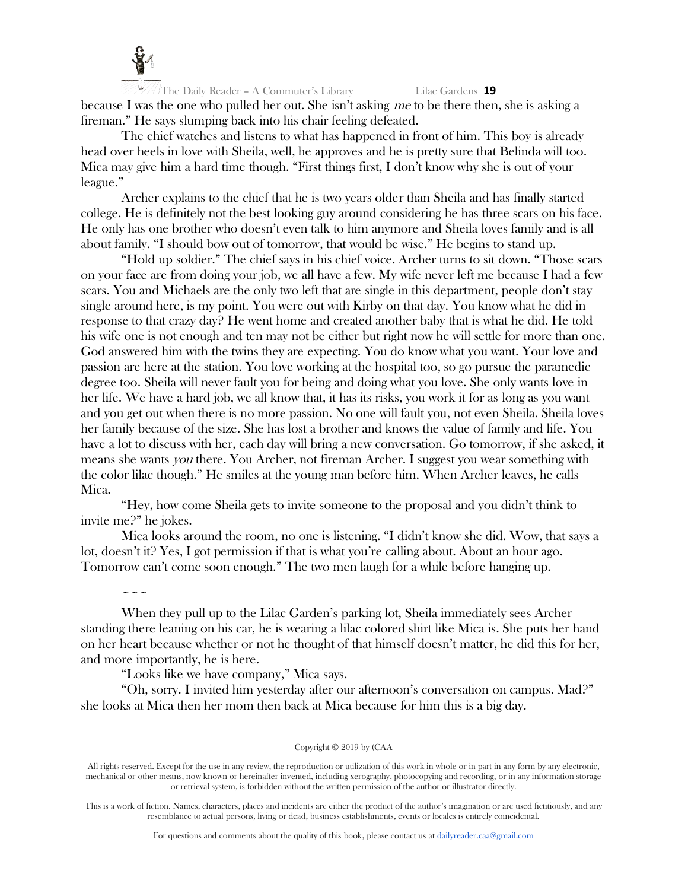because I was the one who pulled her out. She isn't asking *me* to be there then, she is asking a fireman." He says slumping back into his chair feeling defeated.

The chief watches and listens to what has happened in front of him. This boy is already head over heels in love with Sheila, well, he approves and he is pretty sure that Belinda will too. Mica may give him a hard time though. "First things first, I don't know why she is out of your league."

Archer explains to the chief that he is two years older than Sheila and has finally started college. He is definitely not the best looking guy around considering he has three scars on his face. He only has one brother who doesn't even talk to him anymore and Sheila loves family and is all about family. "I should bow out of tomorrow, that would be wise." He begins to stand up.

"Hold up soldier." The chief says in his chief voice. Archer turns to sit down. "Those scars on your face are from doing your job, we all have a few. My wife never left me because I had a few scars. You and Michaels are the only two left that are single in this department, people don't stay single around here, is my point. You were out with Kirby on that day. You know what he did in response to that crazy day? He went home and created another baby that is what he did. He told his wife one is not enough and ten may not be either but right now he will settle for more than one. God answered him with the twins they are expecting. You do know what you want. Your love and passion are here at the station. You love working at the hospital too, so go pursue the paramedic degree too. Sheila will never fault you for being and doing what you love. She only wants love in her life. We have a hard job, we all know that, it has its risks, you work it for as long as you want and you get out when there is no more passion. No one will fault you, not even Sheila. Sheila loves her family because of the size. She has lost a brother and knows the value of family and life. You have a lot to discuss with her, each day will bring a new conversation. Go tomorrow, if she asked, it means she wants *you* there. You Archer, not fireman Archer. I suggest you wear something with the color lilac though." He smiles at the young man before him. When Archer leaves, he calls Mica.

"Hey, how come Sheila gets to invite someone to the proposal and you didn't think to invite me?" he jokes.

Mica looks around the room, no one is listening. "I didn't know she did. Wow, that says a lot, doesn't it? Yes, I got permission if that is what you're calling about. About an hour ago. Tomorrow can't come soon enough." The two men laugh for a while before hanging up.

~ ~ ~

When they pull up to the Lilac Garden's parking lot, Sheila immediately sees Archer standing there leaning on his car, he is wearing a lilac colored shirt like Mica is. She puts her hand on her heart because whether or not he thought of that himself doesn't matter, he did this for her, and more importantly, he is here.

"Looks like we have company," Mica says.

"Oh, sorry. I invited him yesterday after our afternoon's conversation on campus. Mad?" she looks at Mica then her mom then back at Mica because for him this is a big day.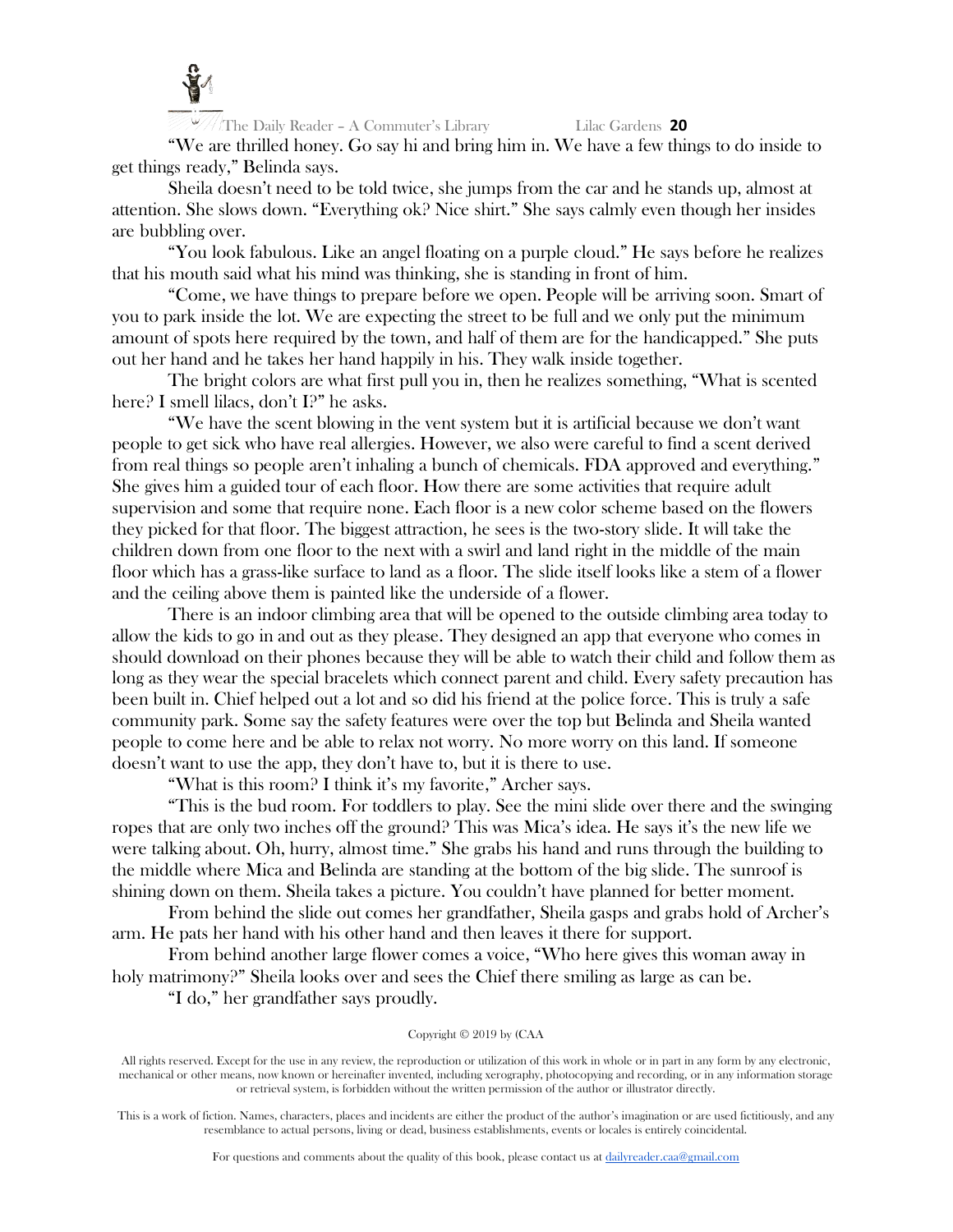"We are thrilled honey. Go say hi and bring him in. We have a few things to do inside to get things ready," Belinda says.

Sheila doesn't need to be told twice, she jumps from the car and he stands up, almost at attention. She slows down. "Everything ok? Nice shirt." She says calmly even though her insides are bubbling over.

"You look fabulous. Like an angel floating on a purple cloud." He says before he realizes that his mouth said what his mind was thinking, she is standing in front of him.

"Come, we have things to prepare before we open. People will be arriving soon. Smart of you to park inside the lot. We are expecting the street to be full and we only put the minimum amount of spots here required by the town, and half of them are for the handicapped." She puts out her hand and he takes her hand happily in his. They walk inside together.

The bright colors are what first pull you in, then he realizes something, "What is scented here? I smell lilacs, don't I?" he asks.

"We have the scent blowing in the vent system but it is artificial because we don't want people to get sick who have real allergies. However, we also were careful to find a scent derived from real things so people aren't inhaling a bunch of chemicals. FDA approved and everything." She gives him a guided tour of each floor. How there are some activities that require adult supervision and some that require none. Each floor is a new color scheme based on the flowers they picked for that floor. The biggest attraction, he sees is the two-story slide. It will take the children down from one floor to the next with a swirl and land right in the middle of the main floor which has a grass-like surface to land as a floor. The slide itself looks like a stem of a flower and the ceiling above them is painted like the underside of a flower.

There is an indoor climbing area that will be opened to the outside climbing area today to allow the kids to go in and out as they please. They designed an app that everyone who comes in should download on their phones because they will be able to watch their child and follow them as long as they wear the special bracelets which connect parent and child. Every safety precaution has been built in. Chief helped out a lot and so did his friend at the police force. This is truly a safe community park. Some say the safety features were over the top but Belinda and Sheila wanted people to come here and be able to relax not worry. No more worry on this land. If someone doesn't want to use the app, they don't have to, but it is there to use.

"What is this room? I think it's my favorite," Archer says.

"This is the bud room. For toddlers to play. See the mini slide over there and the swinging ropes that are only two inches off the ground? This was Mica's idea. He says it's the new life we were talking about. Oh, hurry, almost time." She grabs his hand and runs through the building to the middle where Mica and Belinda are standing at the bottom of the big slide. The sunroof is shining down on them. Sheila takes a picture. You couldn't have planned for better moment.

From behind the slide out comes her grandfather, Sheila gasps and grabs hold of Archer's arm. He pats her hand with his other hand and then leaves it there for support.

From behind another large flower comes a voice, "Who here gives this woman away in holy matrimony?" Sheila looks over and sees the Chief there smiling as large as can be.

"I do," her grandfather says proudly.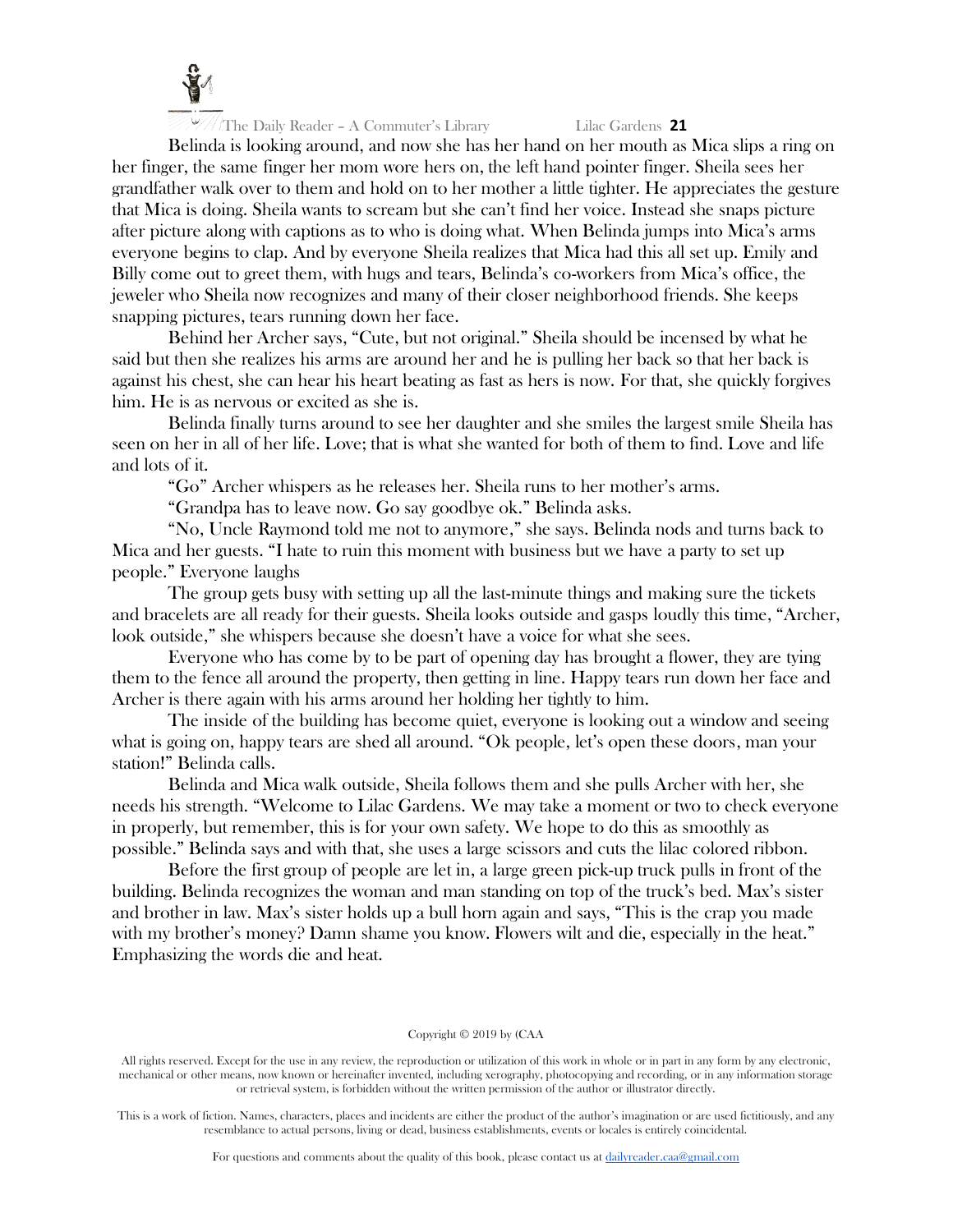Belinda is looking around, and now she has her hand on her mouth as Mica slips a ring on her finger, the same finger her mom wore hers on, the left hand pointer finger. Sheila sees her grandfather walk over to them and hold on to her mother a little tighter. He appreciates the gesture that Mica is doing. Sheila wants to scream but she can't find her voice. Instead she snaps picture after picture along with captions as to who is doing what. When Belinda jumps into Mica's arms everyone begins to clap. And by everyone Sheila realizes that Mica had this all set up. Emily and Billy come out to greet them, with hugs and tears, Belinda's co-workers from Mica's office, the jeweler who Sheila now recognizes and many of their closer neighborhood friends. She keeps snapping pictures, tears running down her face.

Behind her Archer says, "Cute, but not original." Sheila should be incensed by what he said but then she realizes his arms are around her and he is pulling her back so that her back is against his chest, she can hear his heart beating as fast as hers is now. For that, she quickly forgives him. He is as nervous or excited as she is.

Belinda finally turns around to see her daughter and she smiles the largest smile Sheila has seen on her in all of her life. Love; that is what she wanted for both of them to find. Love and life and lots of it.

"Go" Archer whispers as he releases her. Sheila runs to her mother's arms.

"Grandpa has to leave now. Go say goodbye ok." Belinda asks.

"No, Uncle Raymond told me not to anymore," she says. Belinda nods and turns back to Mica and her guests. "I hate to ruin this moment with business but we have a party to set up people." Everyone laughs

The group gets busy with setting up all the last-minute things and making sure the tickets and bracelets are all ready for their guests. Sheila looks outside and gasps loudly this time, "Archer, look outside," she whispers because she doesn't have a voice for what she sees.

Everyone who has come by to be part of opening day has brought a flower, they are tying them to the fence all around the property, then getting in line. Happy tears run down her face and Archer is there again with his arms around her holding her tightly to him.

The inside of the building has become quiet, everyone is looking out a window and seeing what is going on, happy tears are shed all around. "Ok people, let's open these doors, man your station!" Belinda calls.

Belinda and Mica walk outside, Sheila follows them and she pulls Archer with her, she needs his strength. "Welcome to Lilac Gardens. We may take a moment or two to check everyone in properly, but remember, this is for your own safety. We hope to do this as smoothly as possible." Belinda says and with that, she uses a large scissors and cuts the lilac colored ribbon.

Before the first group of people are let in, a large green pick-up truck pulls in front of the building. Belinda recognizes the woman and man standing on top of the truck's bed. Max's sister and brother in law. Max's sister holds up a bull horn again and says, "This is the crap you made with my brother's money? Damn shame you know. Flowers wilt and die, especially in the heat." Emphasizing the words die and heat.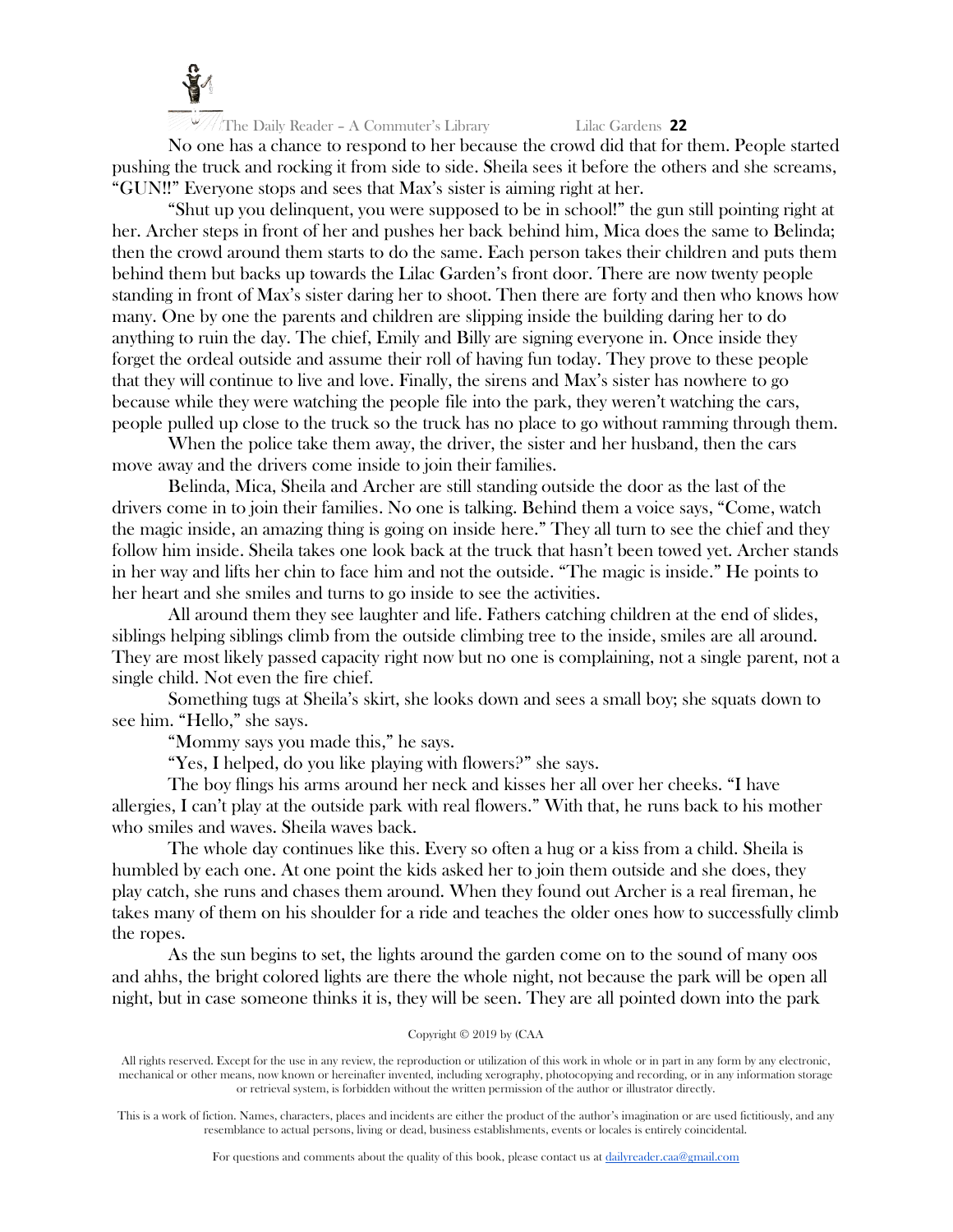No one has a chance to respond to her because the crowd did that for them. People started pushing the truck and rocking it from side to side. Sheila sees it before the others and she screams, "GUN!!" Everyone stops and sees that Max's sister is aiming right at her.

"Shut up you delinquent, you were supposed to be in school!" the gun still pointing right at her. Archer steps in front of her and pushes her back behind him, Mica does the same to Belinda; then the crowd around them starts to do the same. Each person takes their children and puts them behind them but backs up towards the Lilac Garden's front door. There are now twenty people standing in front of Max's sister daring her to shoot. Then there are forty and then who knows how many. One by one the parents and children are slipping inside the building daring her to do anything to ruin the day. The chief, Emily and Billy are signing everyone in. Once inside they forget the ordeal outside and assume their roll of having fun today. They prove to these people that they will continue to live and love. Finally, the sirens and Max's sister has nowhere to go because while they were watching the people file into the park, they weren't watching the cars, people pulled up close to the truck so the truck has no place to go without ramming through them.

When the police take them away, the driver, the sister and her husband, then the cars move away and the drivers come inside to join their families.

Belinda, Mica, Sheila and Archer are still standing outside the door as the last of the drivers come in to join their families. No one is talking. Behind them a voice says, "Come, watch the magic inside, an amazing thing is going on inside here." They all turn to see the chief and they follow him inside. Sheila takes one look back at the truck that hasn't been towed yet. Archer stands in her way and lifts her chin to face him and not the outside. "The magic is inside." He points to her heart and she smiles and turns to go inside to see the activities.

All around them they see laughter and life. Fathers catching children at the end of slides, siblings helping siblings climb from the outside climbing tree to the inside, smiles are all around. They are most likely passed capacity right now but no one is complaining, not a single parent, not a single child. Not even the fire chief.

Something tugs at Sheila's skirt, she looks down and sees a small boy; she squats down to see him. "Hello," she says.

"Mommy says you made this," he says.

"Yes, I helped, do you like playing with flowers?" she says.

The boy flings his arms around her neck and kisses her all over her cheeks. "I have allergies, I can't play at the outside park with real flowers." With that, he runs back to his mother who smiles and waves. Sheila waves back.

The whole day continues like this. Every so often a hug or a kiss from a child. Sheila is humbled by each one. At one point the kids asked her to join them outside and she does, they play catch, she runs and chases them around. When they found out Archer is a real fireman, he takes many of them on his shoulder for a ride and teaches the older ones how to successfully climb the ropes.

As the sun begins to set, the lights around the garden come on to the sound of many oos and ahhs, the bright colored lights are there the whole night, not because the park will be open all night, but in case someone thinks it is, they will be seen. They are all pointed down into the park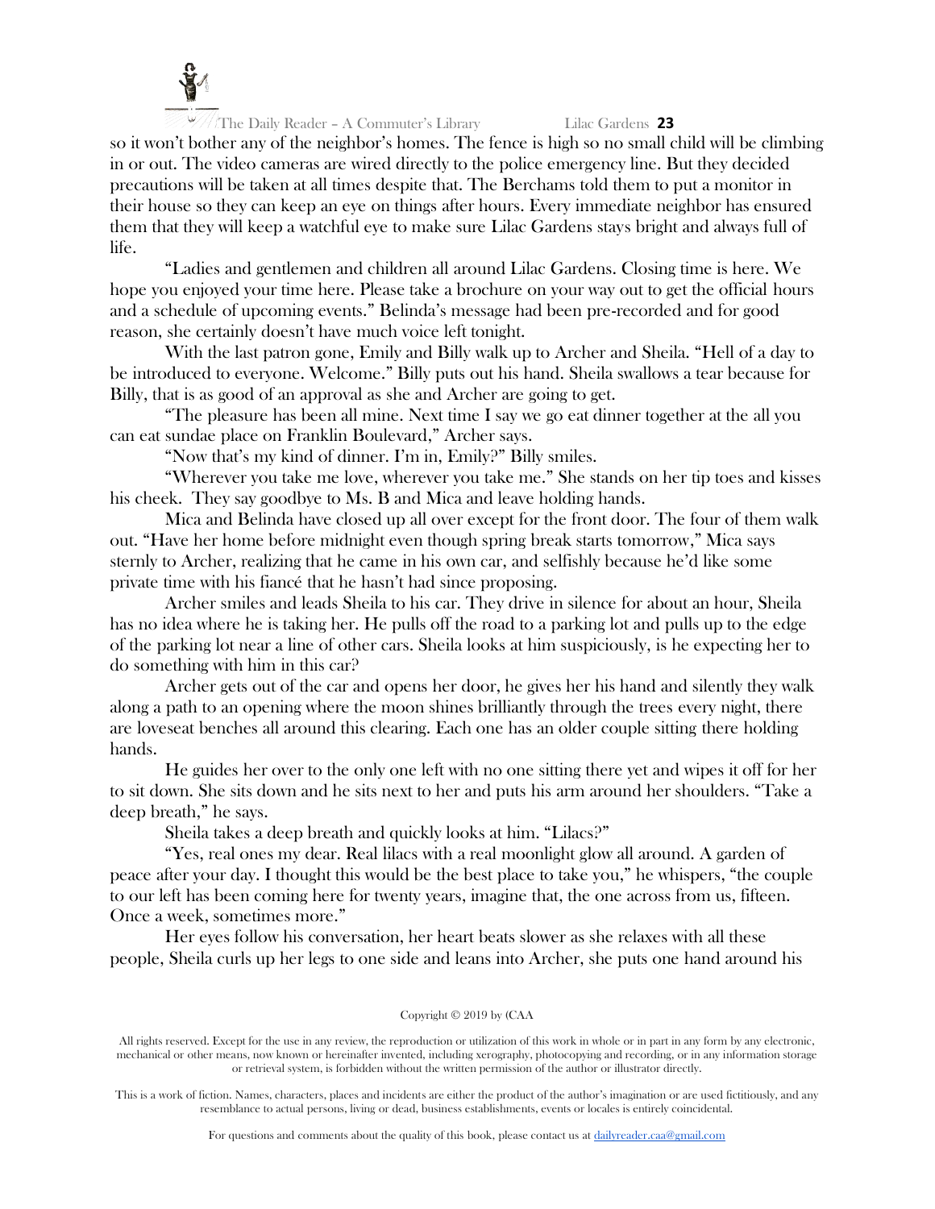so it won't bother any of the neighbor's homes. The fence is high so no small child will be climbing in or out. The video cameras are wired directly to the police emergency line. But they decided precautions will be taken at all times despite that. The Berchams told them to put a monitor in their house so they can keep an eye on things after hours. Every immediate neighbor has ensured them that they will keep a watchful eye to make sure Lilac Gardens stays bright and always full of life.

"Ladies and gentlemen and children all around Lilac Gardens. Closing time is here. We hope you enjoyed your time here. Please take a brochure on your way out to get the official hours and a schedule of upcoming events." Belinda's message had been pre-recorded and for good reason, she certainly doesn't have much voice left tonight.

With the last patron gone, Emily and Billy walk up to Archer and Sheila. "Hell of a day to be introduced to everyone. Welcome." Billy puts out his hand. Sheila swallows a tear because for Billy, that is as good of an approval as she and Archer are going to get.

"The pleasure has been all mine. Next time I say we go eat dinner together at the all you can eat sundae place on Franklin Boulevard," Archer says.

"Now that's my kind of dinner. I'm in, Emily?" Billy smiles.

"Wherever you take me love, wherever you take me." She stands on her tip toes and kisses his cheek. They say goodbye to Ms. B and Mica and leave holding hands.

Mica and Belinda have closed up all over except for the front door. The four of them walk out. "Have her home before midnight even though spring break starts tomorrow," Mica says sternly to Archer, realizing that he came in his own car, and selfishly because he'd like some private time with his fiancé that he hasn't had since proposing.

Archer smiles and leads Sheila to his car. They drive in silence for about an hour, Sheila has no idea where he is taking her. He pulls off the road to a parking lot and pulls up to the edge of the parking lot near a line of other cars. Sheila looks at him suspiciously, is he expecting her to do something with him in this car?

Archer gets out of the car and opens her door, he gives her his hand and silently they walk along a path to an opening where the moon shines brilliantly through the trees every night, there are loveseat benches all around this clearing. Each one has an older couple sitting there holding hands.

He guides her over to the only one left with no one sitting there yet and wipes it off for her to sit down. She sits down and he sits next to her and puts his arm around her shoulders. "Take a deep breath," he says.

Sheila takes a deep breath and quickly looks at him. "Lilacs?"

"Yes, real ones my dear. Real lilacs with a real moonlight glow all around. A garden of peace after your day. I thought this would be the best place to take you," he whispers, "the couple to our left has been coming here for twenty years, imagine that, the one across from us, fifteen. Once a week, sometimes more."

Her eyes follow his conversation, her heart beats slower as she relaxes with all these people, Sheila curls up her legs to one side and leans into Archer, she puts one hand around his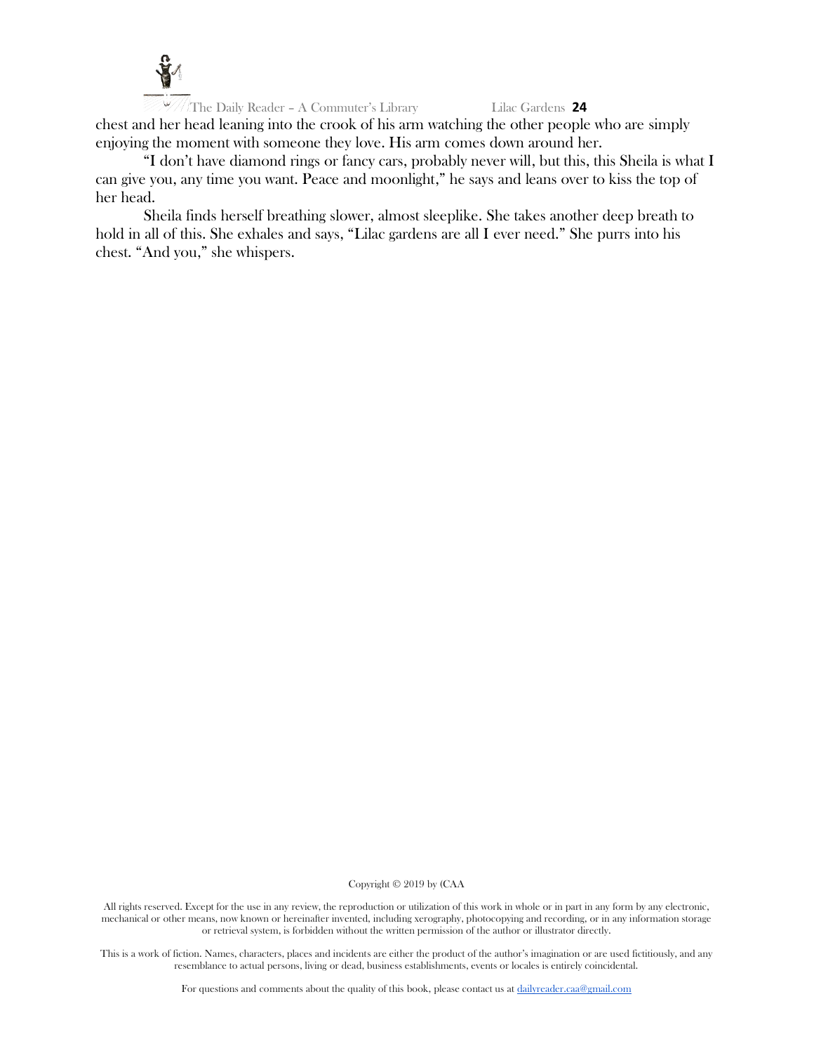chest and her head leaning into the crook of his arm watching the other people who are simply enjoying the moment with someone they love. His arm comes down around her.

"I don't have diamond rings or fancy cars, probably never will, but this, this Sheila is what I can give you, any time you want. Peace and moonlight," he says and leans over to kiss the top of her head.

Sheila finds herself breathing slower, almost sleeplike. She takes another deep breath to hold in all of this. She exhales and says, "Lilac gardens are all I ever need." She purrs into his chest. "And you," she whispers.

Copyright © 2019 by (CAA

All rights reserved. Except for the use in any review, the reproduction or utilization of this work in whole or in part in any form by any electronic, mechanical or other means, now known or hereinafter invented, including xerography, photocopying and recording, or in any information storage or retrieval system, is forbidden without the written permission of the author or illustrator directly.

This is a work of fiction. Names, characters, places and incidents are either the product of the author's imagination or are used fictitiously, and any resemblance to actual persons, living or dead, business establishments, events or locales is entirely coincidental.

For questions and comments about the quality of this book, please contact us at dailyreader.caa@gmail.com